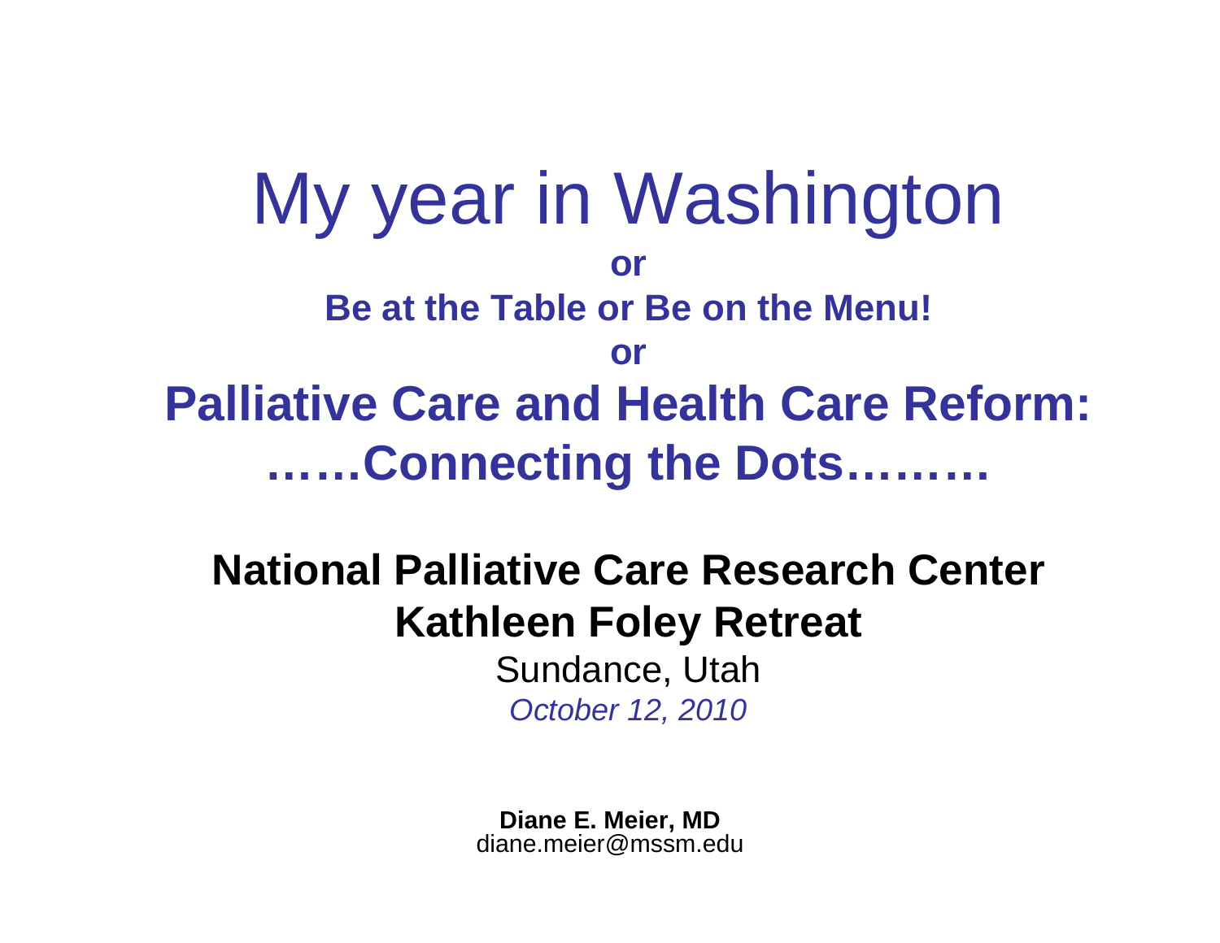# My year in Washington

**or**

**Be at the Table or Be on the Menu!**

**or**

## Palliative Care and Health Care Reform: ……Connecting the Dots………

**National Palliative Care Research Center**

**Kathleen Foley Retreat**

Sundance, Utah

*October 12, 2010*

**Diane E. Meier, MD**
diane.meier@mssm.edu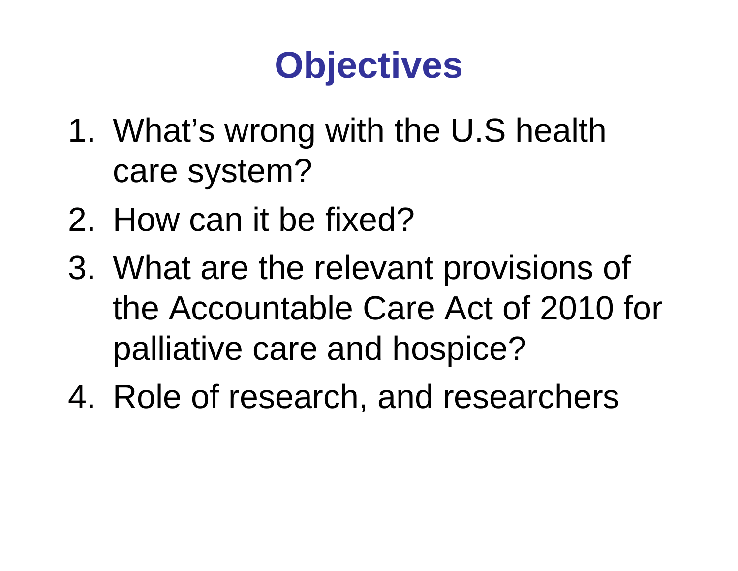# Objectives

1. What's wrong with the U.S health care system?
2. How can it be fixed?
3. What are the relevant provisions of the Accountable Care Act of 2010 for palliative care and hospice?
4. Role of research, and researchers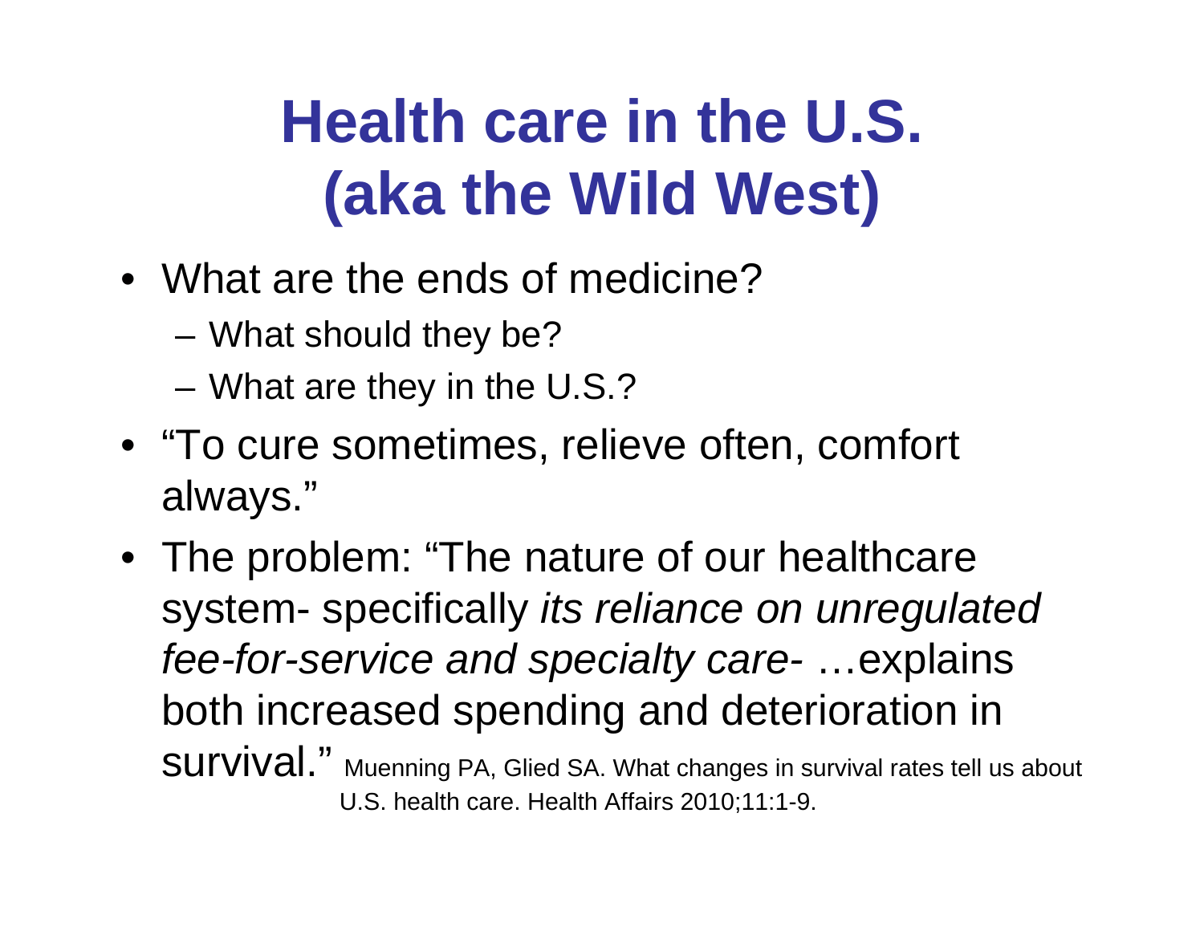# Health care in the U.S. (aka the Wild West)

- What are the ends of medicine?
  - What should they be?
  - What are they in the U.S.?
- "To cure sometimes, relieve often, comfort always."
- The problem: "The nature of our healthcare system- specifically *its reliance on unregulated fee-for-service and specialty care-* …explains both increased spending and deterioration in survival." Muenning PA, Glied SA. What changes in survival rates tell us about U.S. health care. Health Affairs 2010;11:1-9.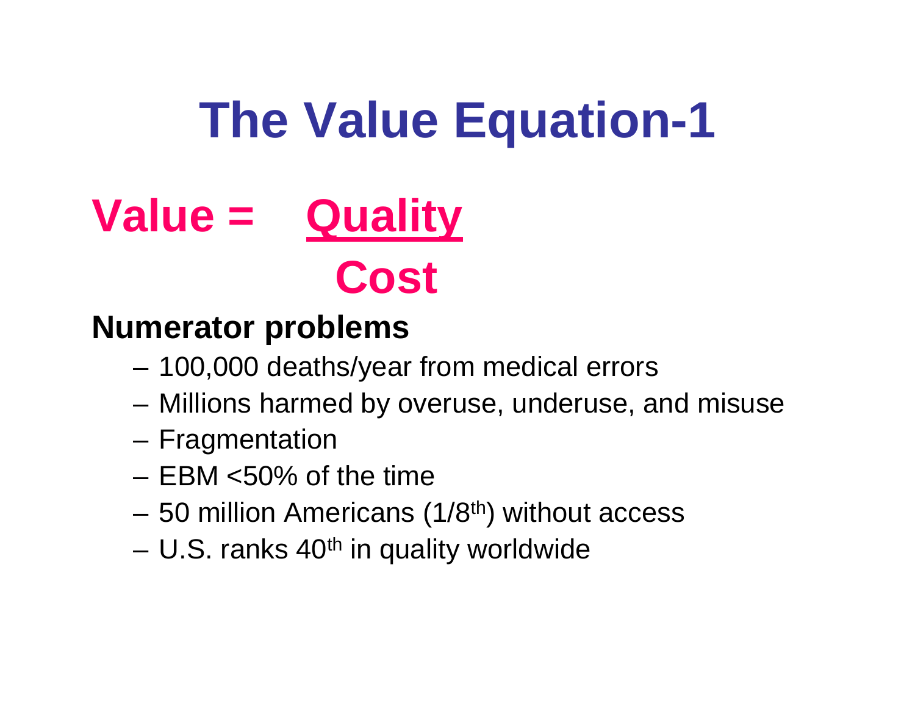# The Value Equation-1

$$\text{Value} = \frac{\text{Quality}}{\text{Cost}}$$

**Numerator problems**

- 100,000 deaths/year from medical errors
- Millions harmed by overuse, underuse, and misuse
- Fragmentation
- EBM <50% of the time
- 50 million Americans (1/8th) without access
- U.S. ranks 40th in quality worldwide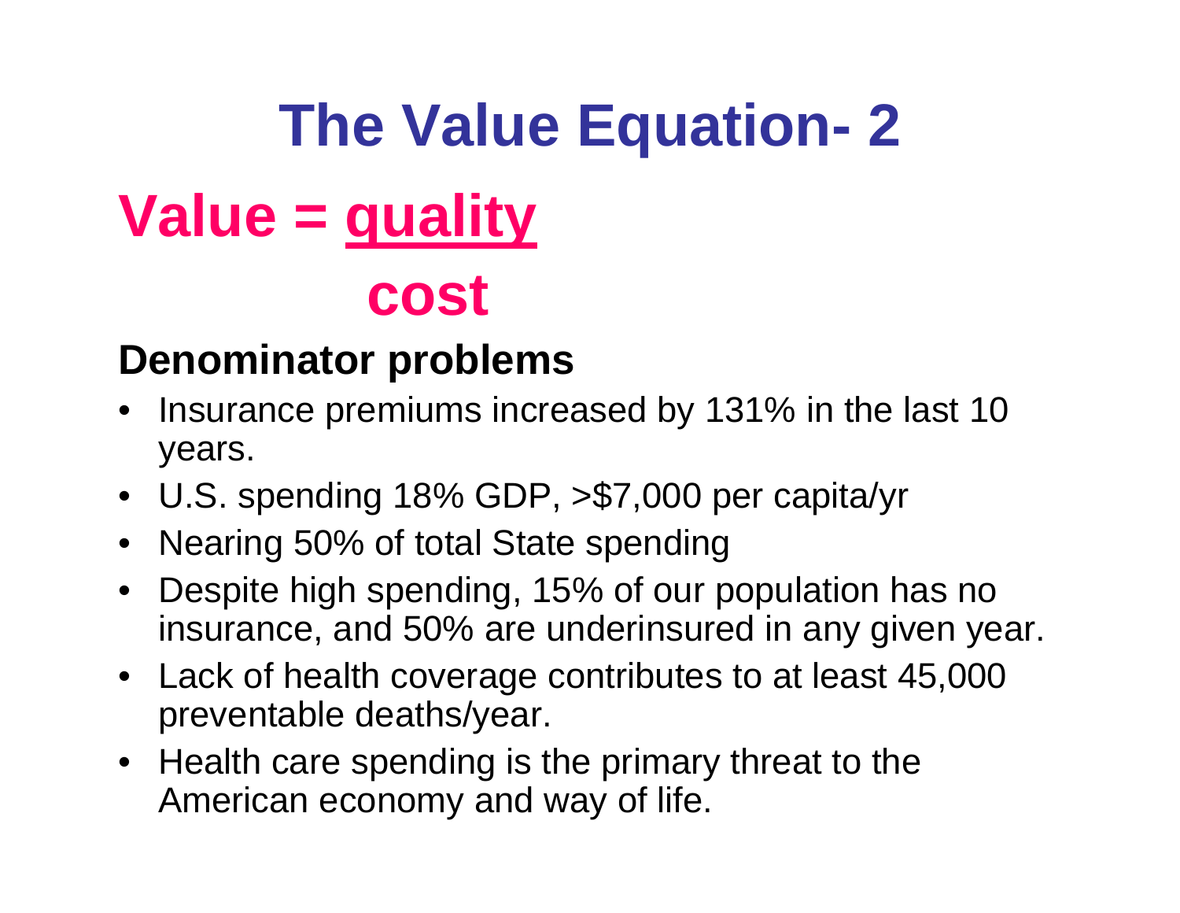# The Value Equation- 2

$$\text{Value} = \frac{\text{quality}}{\text{cost}}$$

**Denominator problems**

- Insurance premiums increased by 131% in the last 10 years.
- U.S. spending 18% GDP, >$7,000 per capita/yr
- Nearing 50% of total State spending
- Despite high spending, 15% of our population has no insurance, and 50% are underinsured in any given year.
- Lack of health coverage contributes to at least 45,000 preventable deaths/year.
- Health care spending is the primary threat to the American economy and way of life.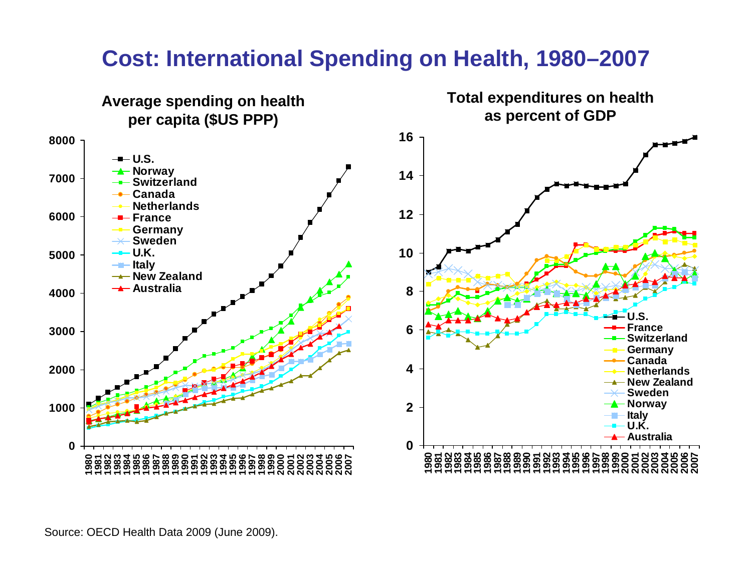# Cost: International Spending on Health, 1980–2007

**Average spending on health per capita ($US PPP)**

**Total expenditures on health as percent of GDP**

Source: OECD Health Data 2009 (June 2009).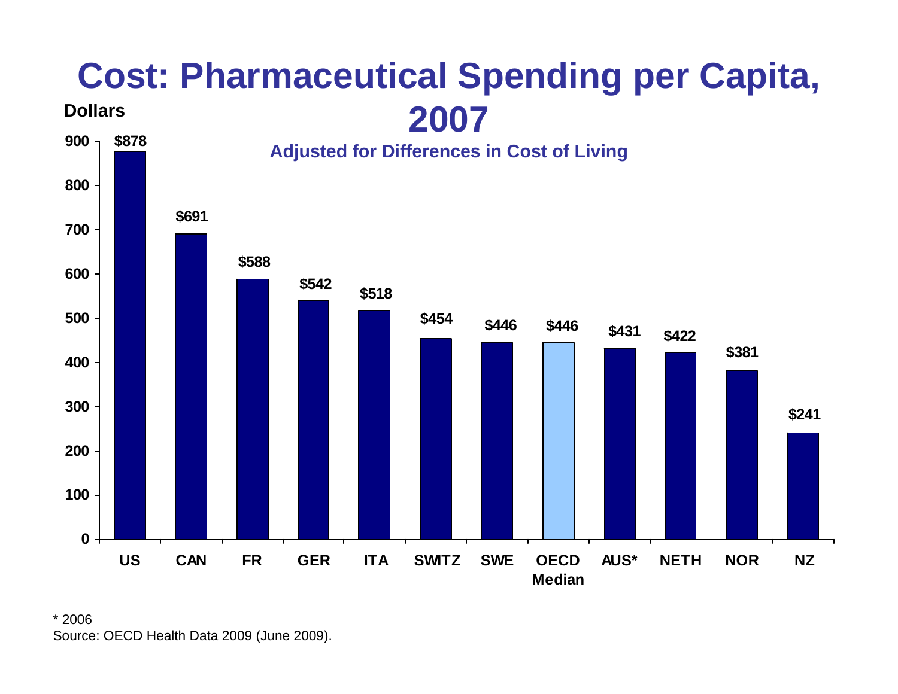# Cost: Pharmaceutical Spending per Capita, 2007

**Adjusted for Differences in Cost of Living**

Dollars

| Country | Dollars |
| --- | --- |
| US | $878 |
| CAN | $691 |
| FR | $588 |
| GER | $542 |
| ITA | $518 |
| SWITZ | $454 |
| SWE | $446 |
| OECD Median | $446 |
| AUS* | $431 |
| NETH | $422 |
| NOR | $381 |
| NZ | $241 |

* 2006

Source: OECD Health Data 2009 (June 2009).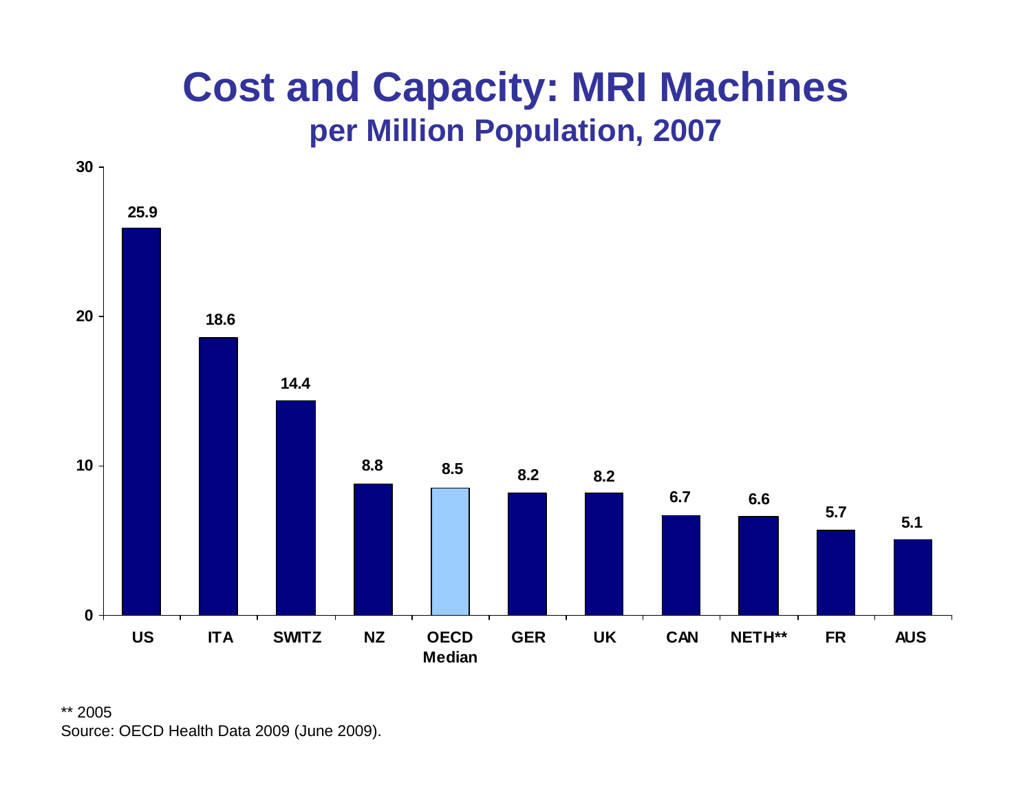# Cost and Capacity: MRI Machines

## per Million Population, 2007

| Country | MRI Machines per Million Population |
|---|---|
| US | 25.9 |
| ITA | 18.6 |
| SWITZ | 14.4 |
| NZ | 8.8 |
| OECD Median | 8.5 |
| GER | 8.2 |
| UK | 8.2 |
| CAN | 6.7 |
| NETH** | 6.6 |
| FR | 5.7 |
| AUS | 5.1 |

** 2005

Source: OECD Health Data 2009 (June 2009).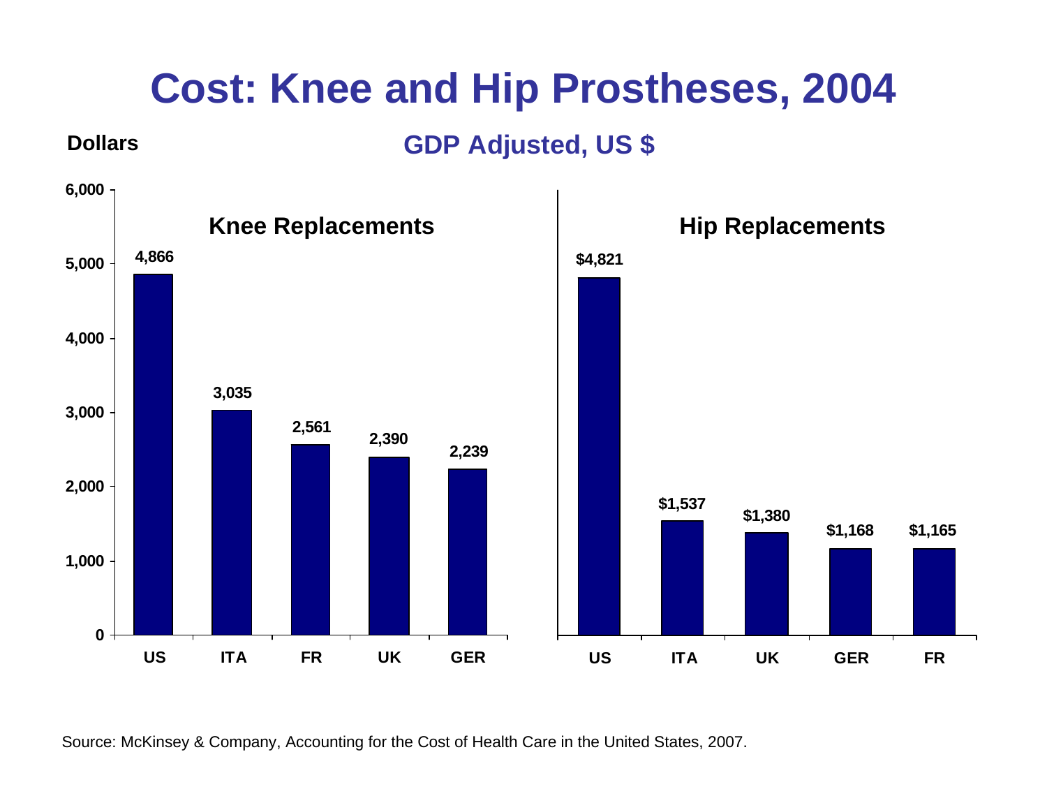# Cost: Knee and Hip Prostheses, 2004

**Dollars**

## GDP Adjusted, US $

### Knee Replacements

| Country | Cost |
|---|---|
| US | 4,866 |
| ITA | 3,035 |
| FR | 2,561 |
| UK | 2,390 |
| GER | 2,239 |

### Hip Replacements

| Country | Cost |
|---|---|
| US | $4,821 |
| ITA | $1,537 |
| UK | $1,380 |
| GER | $1,168 |
| FR | $1,165 |

Source: McKinsey & Company, Accounting for the Cost of Health Care in the United States, 2007.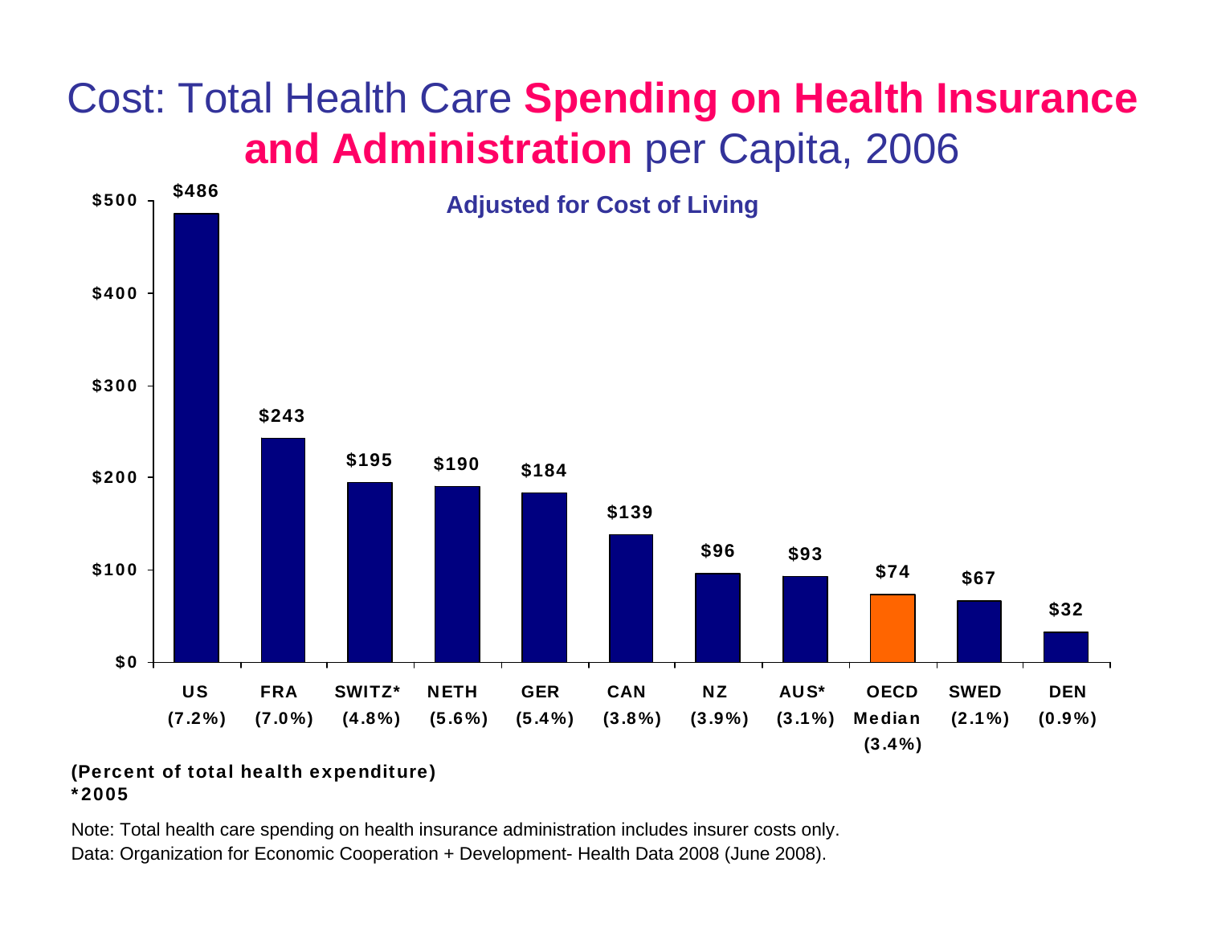# Cost: Total Health Care **Spending on Health Insurance and Administration** per Capita, 2006

**Adjusted for Cost of Living**

| Country | Spending per capita | (Percent of total health expenditure) |
|---|---|---|
| US | $486 | (7.2%) |
| FRA | $243 | (7.0%) |
| SWITZ* | $195 | (4.8%) |
| NETH | $190 | (5.6%) |
| GER | $184 | (5.4%) |
| CAN | $139 | (3.8%) |
| NZ | $96 | (3.9%) |
| AUS* | $93 | (3.1%) |
| OECD Median | $74 | (3.4%) |
| SWED | $67 | (2.1%) |
| DEN | $32 | (0.9%) |

**(Percent of total health expenditure)**
**\*2005**

Note: Total health care spending on health insurance administration includes insurer costs only.
Data: Organization for Economic Cooperation + Development- Health Data 2008 (June 2008).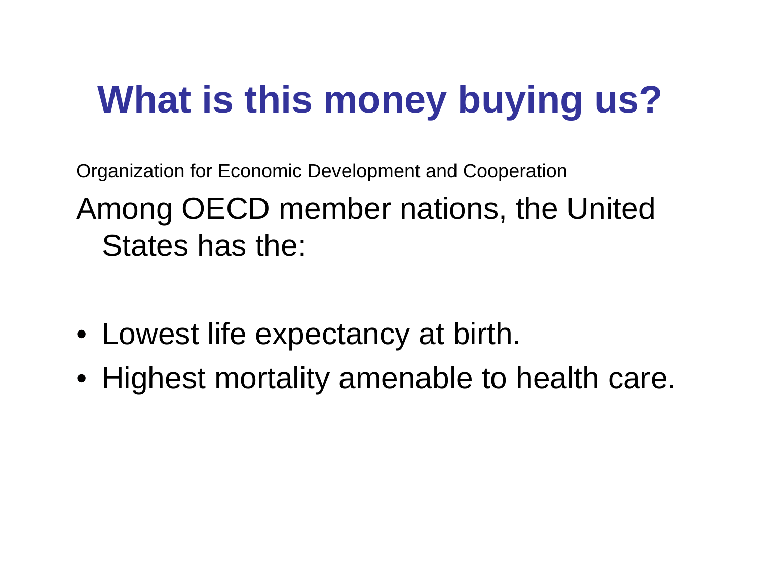# What is this money buying us?

Organization for Economic Development and Cooperation

Among OECD member nations, the United States has the:

- Lowest life expectancy at birth.
- Highest mortality amenable to health care.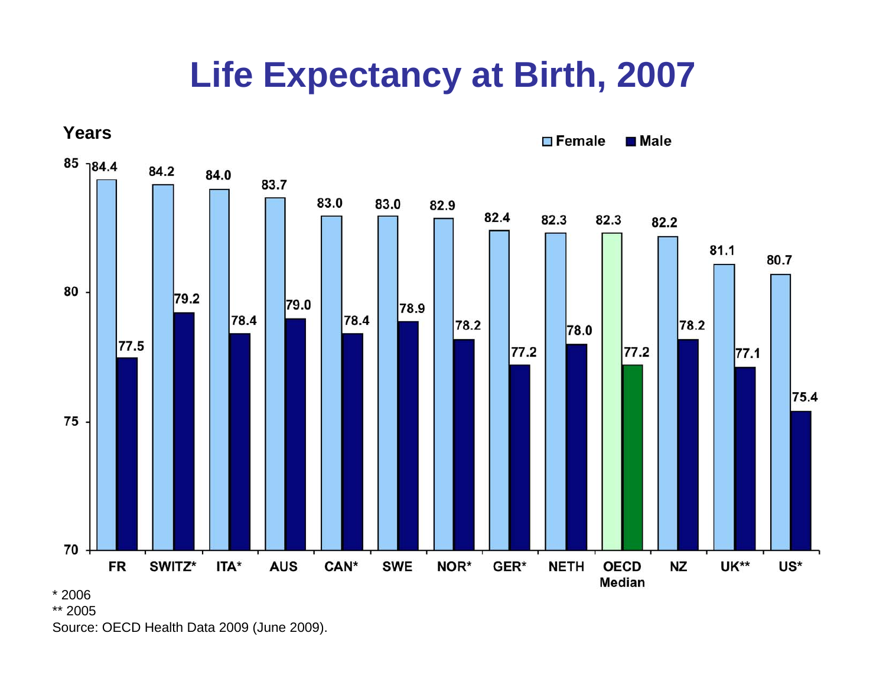# Life Expectancy at Birth, 2007

Years

| Country | Female | Male |
|---|---|---|
| FR | 84.4 | 77.5 |
| SWITZ* | 84.2 | 79.2 |
| ITA* | 84.0 | 78.4 |
| AUS | 83.7 | 79.0 |
| CAN* | 83.0 | 78.4 |
| SWE | 83.0 | 78.9 |
| NOR* | 82.9 | 78.2 |
| GER* | 82.4 | 77.2 |
| NETH | 82.3 | 78.0 |
| OECD Median | 82.3 | 77.2 |
| NZ | 82.2 | 78.2 |
| UK** | 81.1 | 77.1 |
| US* | 80.7 | 75.4 |

\* 2006

\** 2005

Source: OECD Health Data 2009 (June 2009).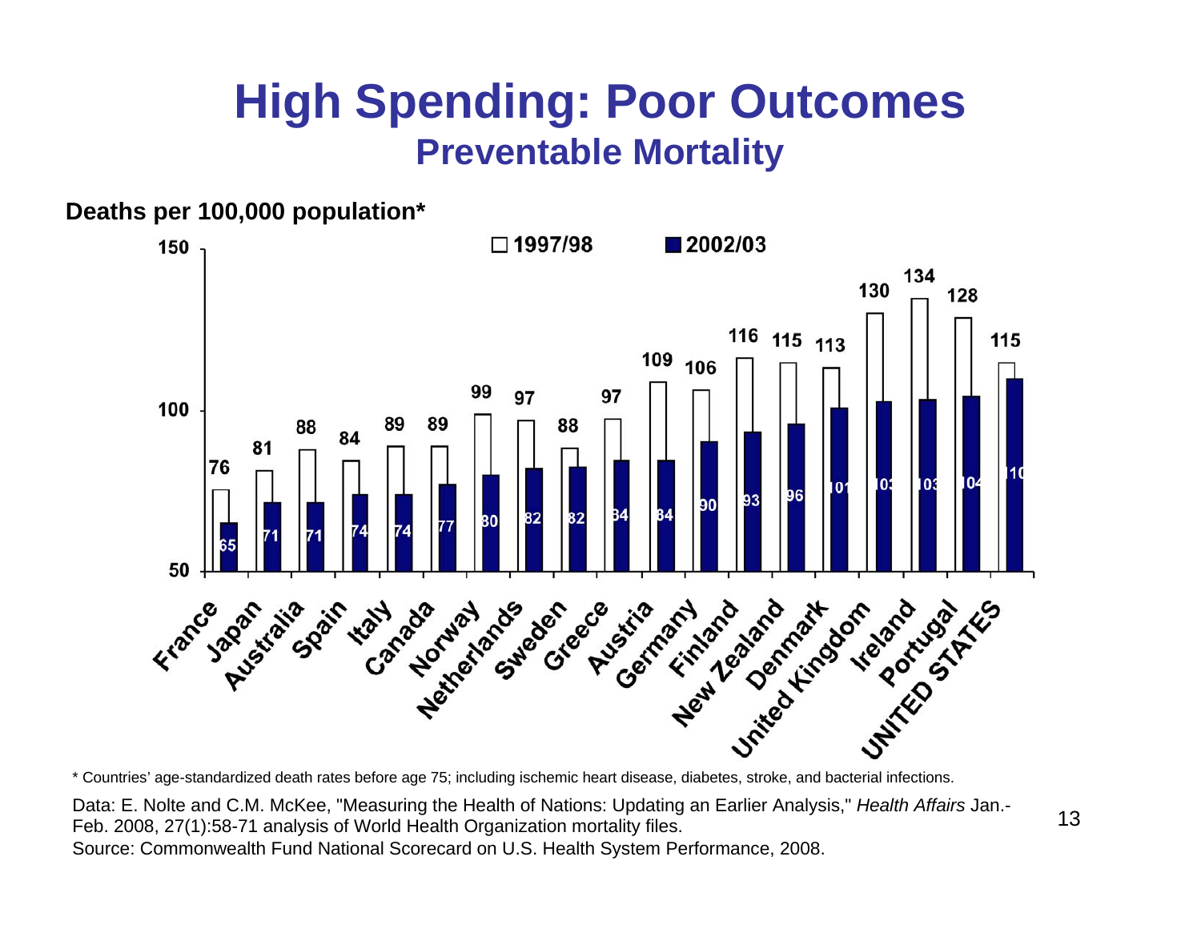# High Spending: Poor Outcomes

## Preventable Mortality

**Deaths per 100,000 population***

| Country | 1997/98 | 2002/03 |
|---|---|---|
| France | 76 | 65 |
| Japan | 81 | 71 |
| Australia | 88 | 71 |
| Spain | 84 | 74 |
| Italy | 89 | 74 |
| Canada | 89 | 77 |
| Norway | 99 | 80 |
| Netherlands | 97 | 82 |
| Sweden | 88 | 82 |
| Greece | 97 | 84 |
| Austria | 109 | 84 |
| Germany | 106 | 90 |
| Finland | 116 | 93 |
| New Zealand | 115 | 96 |
| Denmark | 113 | 101 |
| United Kingdom | 130 | 103 |
| Ireland | 134 | 103 |
| Portugal | 128 | 104 |
| UNITED STATES | 115 | 110 |

* Countries' age-standardized death rates before age 75; including ischemic heart disease, diabetes, stroke, and bacterial infections.

Data: E. Nolte and C.M. McKee, "Measuring the Health of Nations: Updating an Earlier Analysis," *Health Affairs* Jan.-Feb. 2008, 27(1):58-71 analysis of World Health Organization mortality files.
Source: Commonwealth Fund National Scorecard on U.S. Health System Performance, 2008.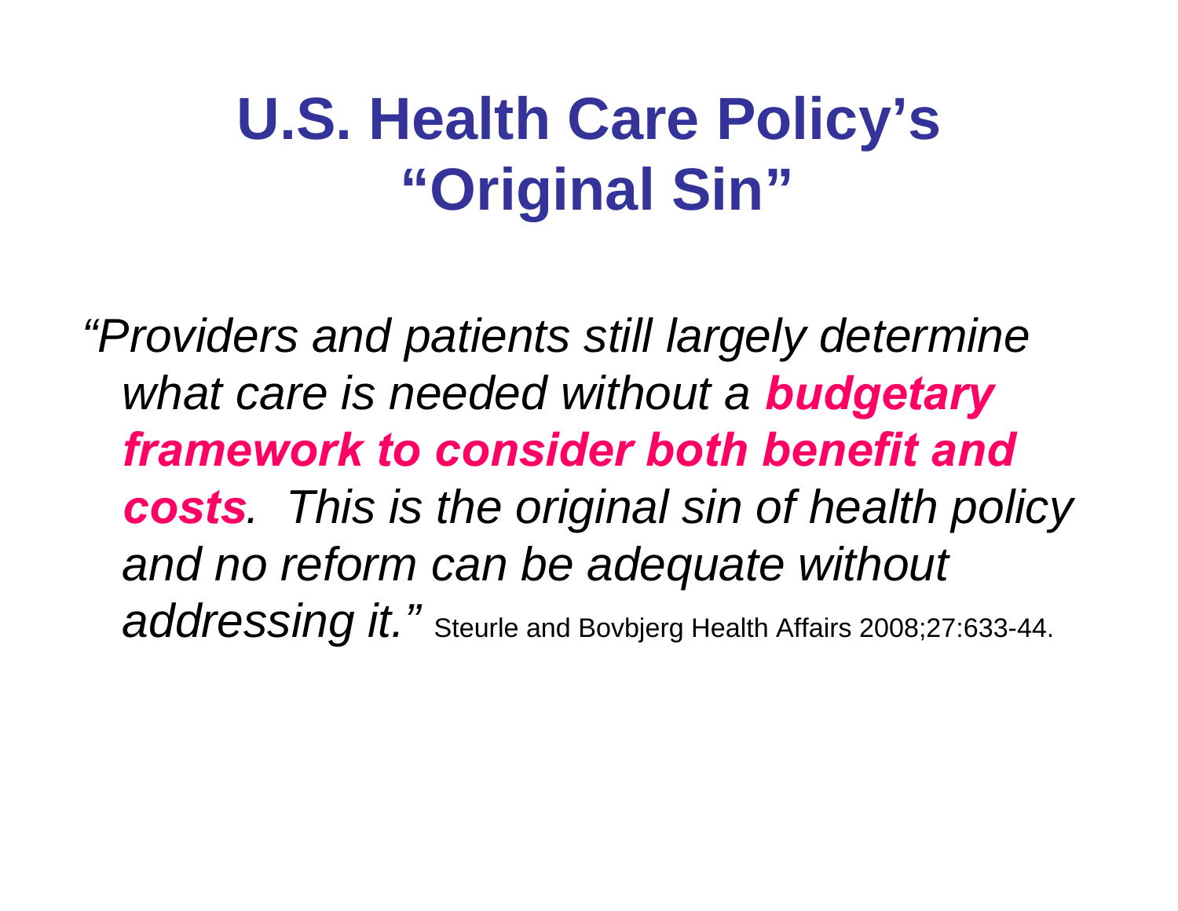# U.S. Health Care Policy's "Original Sin"

*"Providers and patients still largely determine what care is needed without a* ***budgetary framework to consider both benefit and costs****. This is the original sin of health policy and no reform can be adequate without addressing it."* Steurle and Bovbjerg Health Affairs 2008;27:633-44.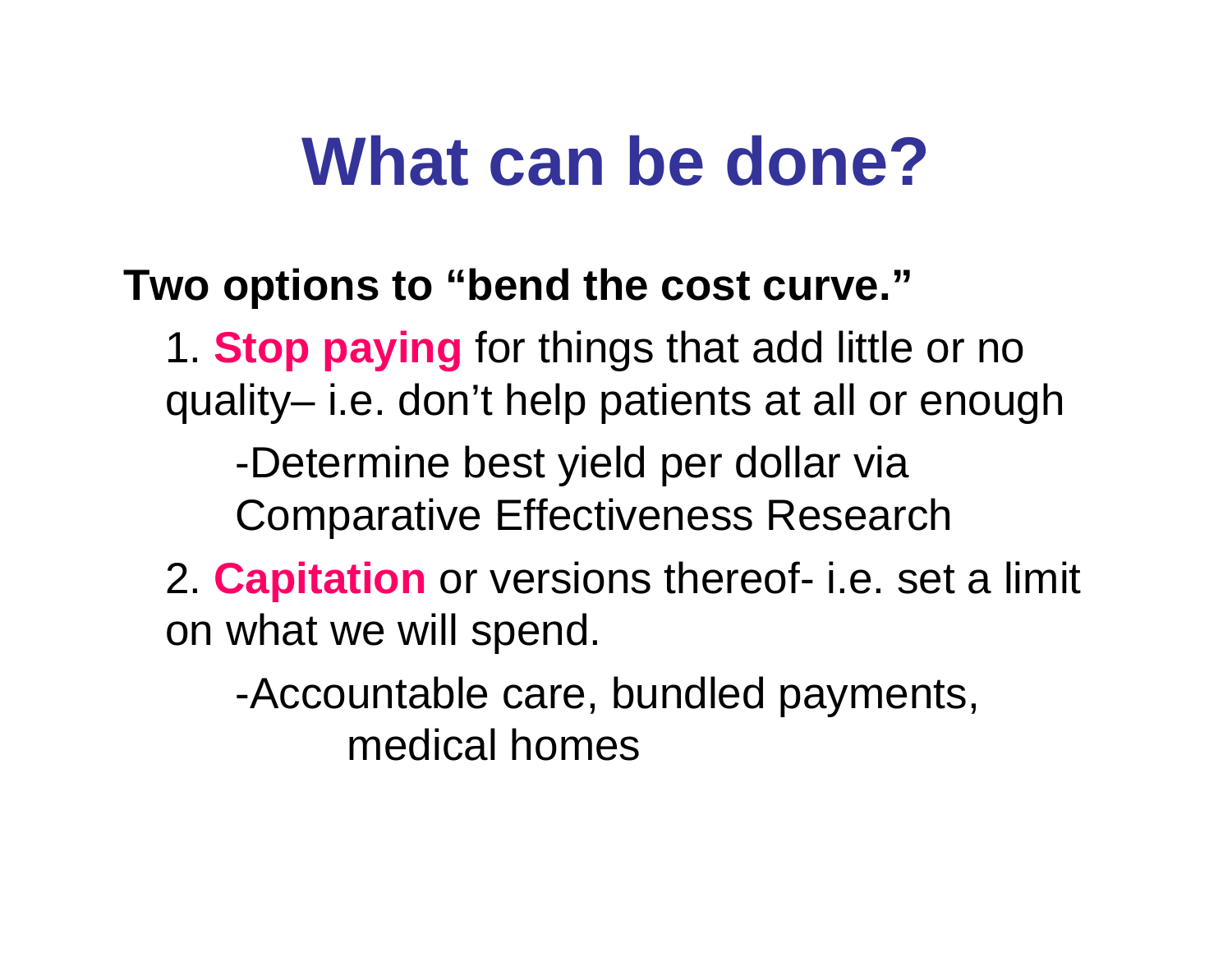# What can be done?

**Two options to "bend the cost curve."**

1. **Stop paying** for things that add little or no quality– i.e. don't help patients at all or enough
   - -Determine best yield per dollar via Comparative Effectiveness Research
2. **Capitation** or versions thereof- i.e. set a limit on what we will spend.
   - -Accountable care, bundled payments, medical homes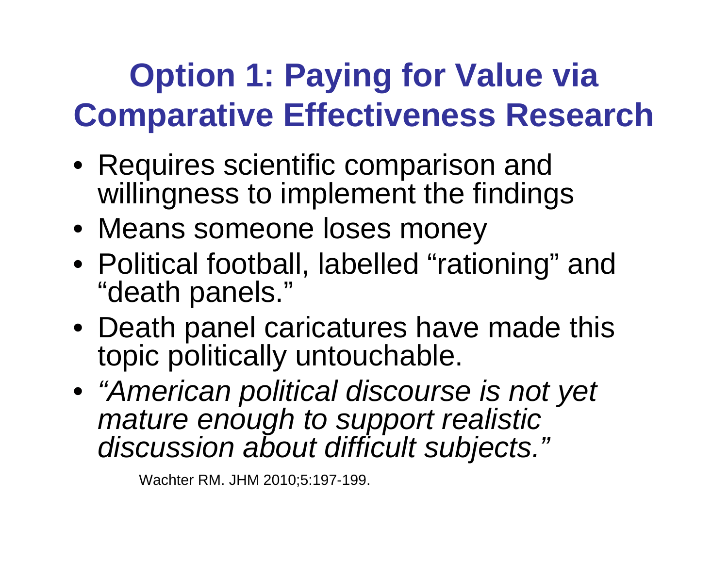# Option 1: Paying for Value via Comparative Effectiveness Research

- Requires scientific comparison and willingness to implement the findings
- Means someone loses money
- Political football, labelled "rationing" and "death panels."
- Death panel caricatures have made this topic politically untouchable.
- *"American political discourse is not yet mature enough to support realistic discussion about difficult subjects."*

Wachter RM. JHM 2010;5:197-199.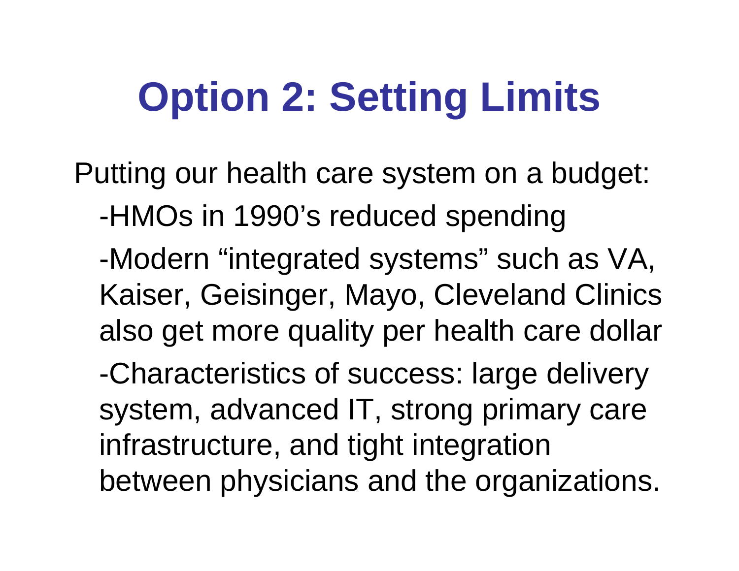# Option 2: Setting Limits

Putting our health care system on a budget:

-HMOs in 1990's reduced spending

-Modern "integrated systems" such as VA, Kaiser, Geisinger, Mayo, Cleveland Clinics also get more quality per health care dollar

-Characteristics of success: large delivery system, advanced IT, strong primary care infrastructure, and tight integration between physicians and the organizations.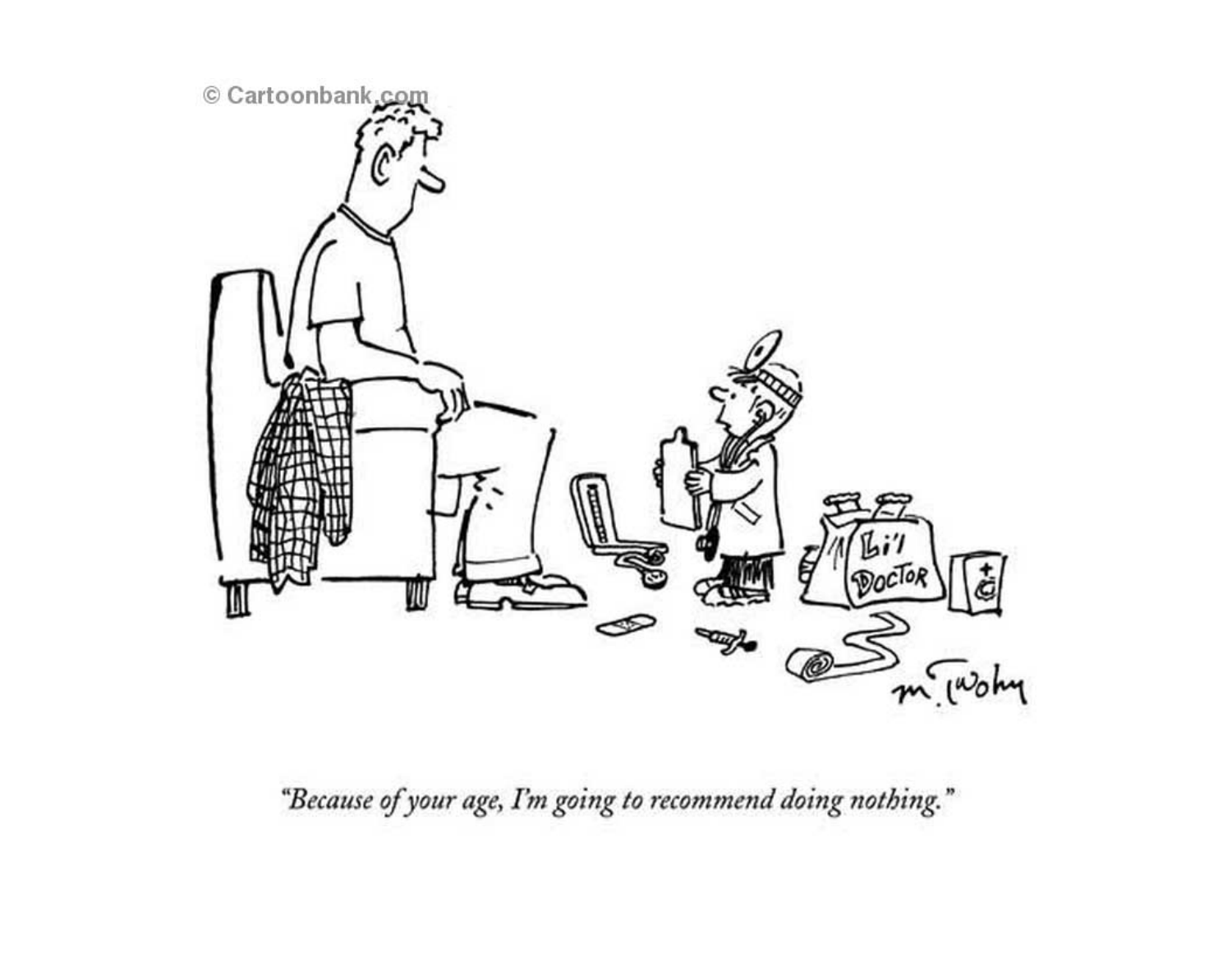*"Because of your age, I'm going to recommend doing nothing."*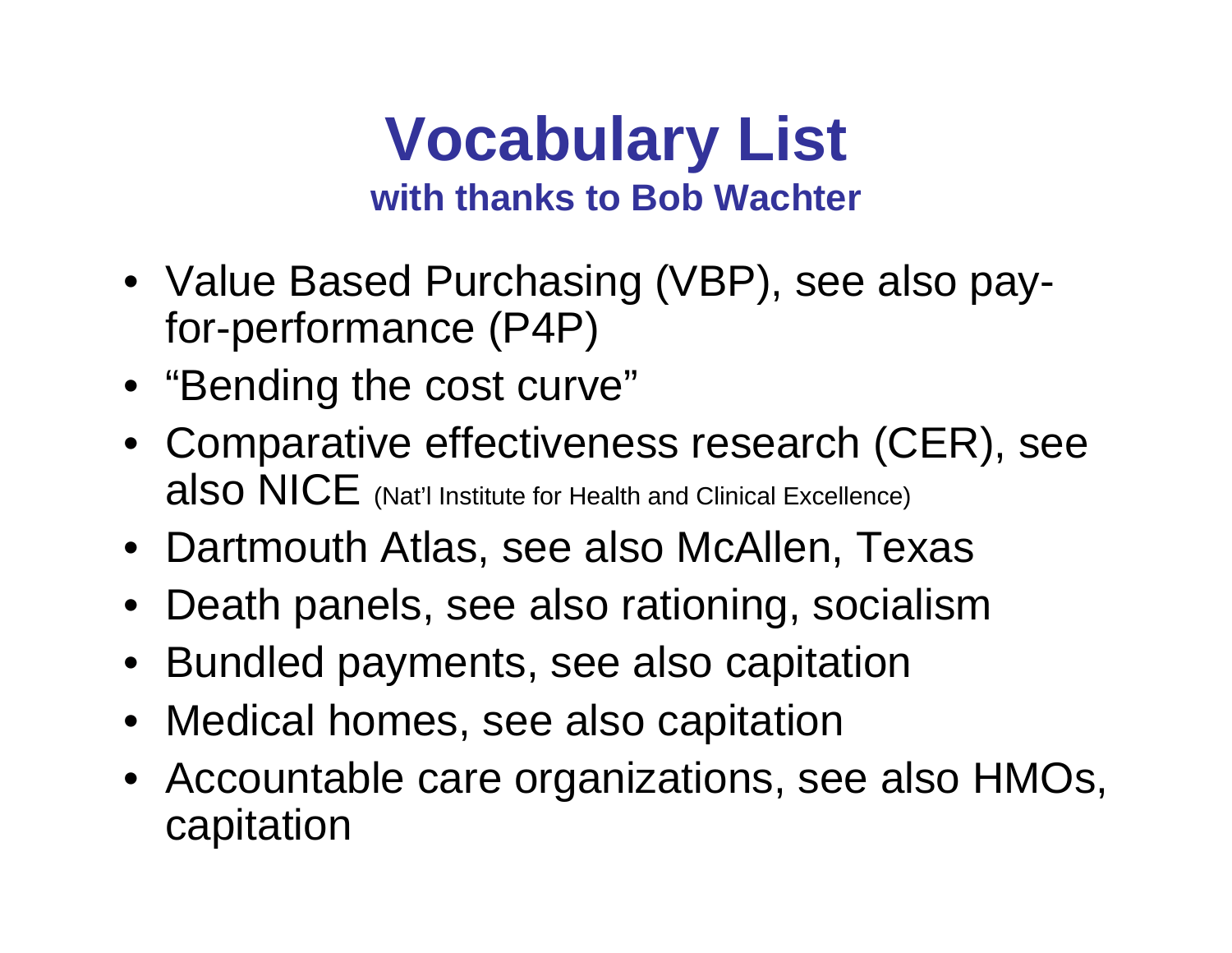# Vocabulary List

**with thanks to Bob Wachter**

- Value Based Purchasing (VBP), see also pay-for-performance (P4P)
- "Bending the cost curve"
- Comparative effectiveness research (CER), see also NICE (Nat'l Institute for Health and Clinical Excellence)
- Dartmouth Atlas, see also McAllen, Texas
- Death panels, see also rationing, socialism
- Bundled payments, see also capitation
- Medical homes, see also capitation
- Accountable care organizations, see also HMOs, capitation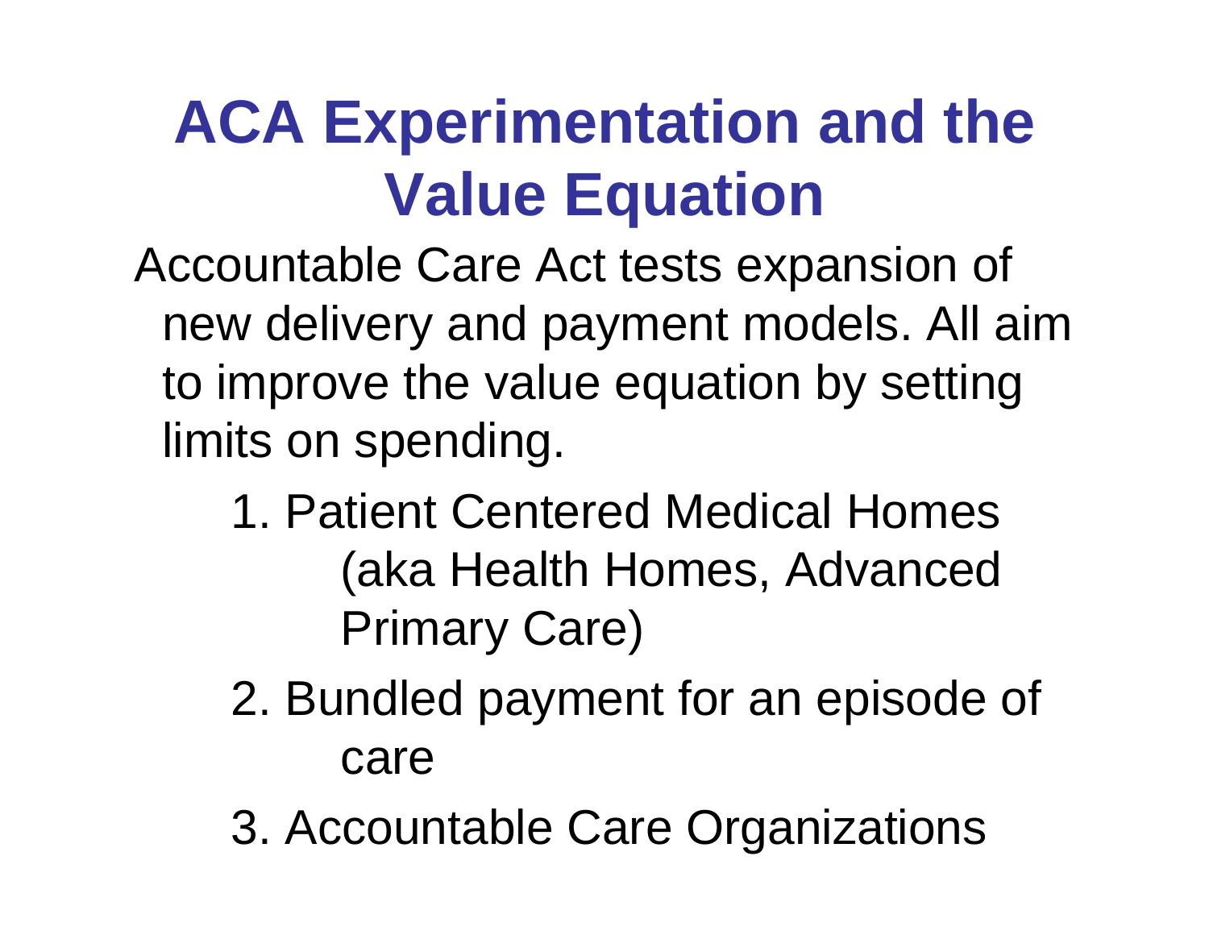# ACA Experimentation and the Value Equation

Accountable Care Act tests expansion of new delivery and payment models. All aim to improve the value equation by setting limits on spending.

1. Patient Centered Medical Homes (aka Health Homes, Advanced Primary Care)
2. Bundled payment for an episode of care
3. Accountable Care Organizations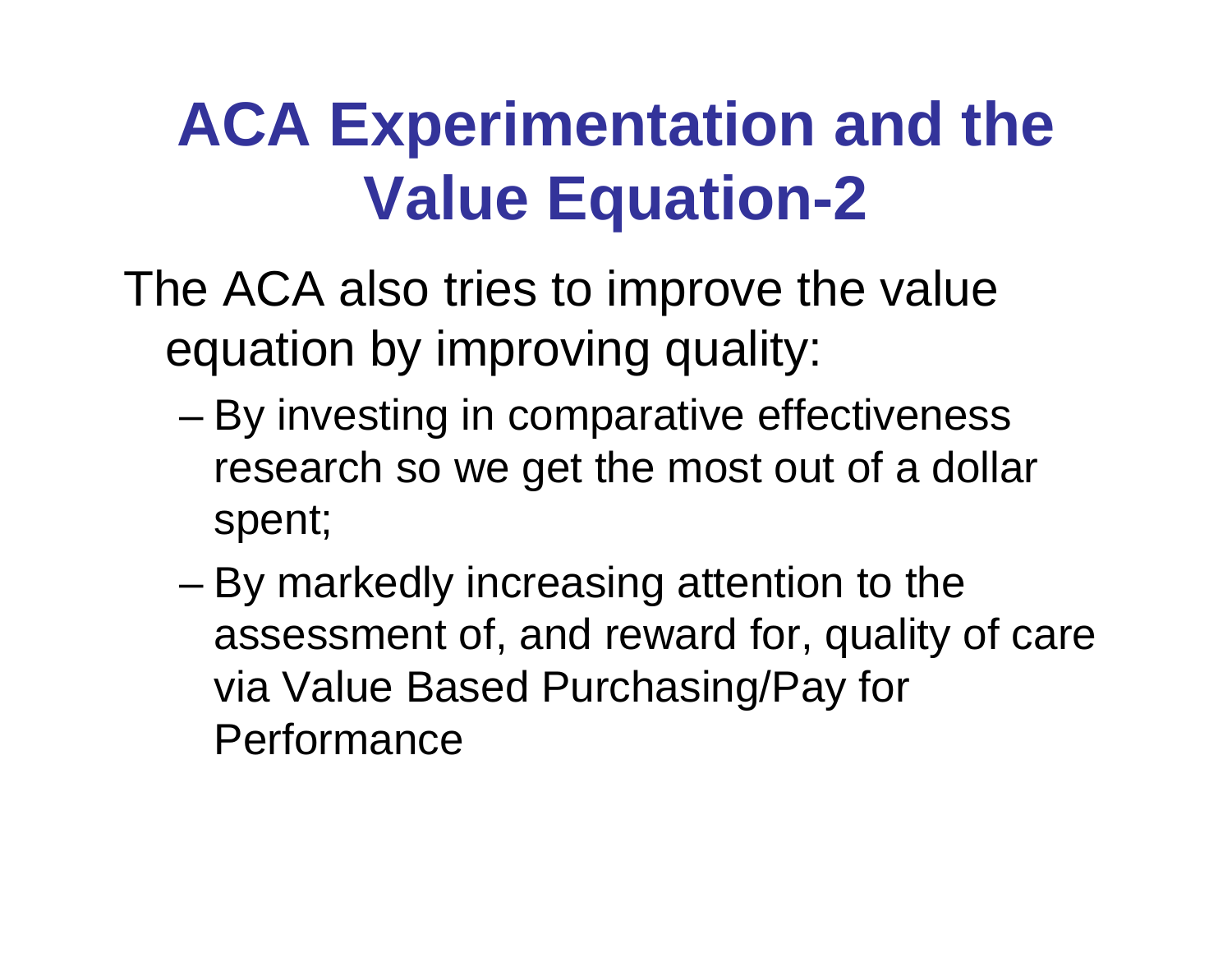# ACA Experimentation and the Value Equation-2

The ACA also tries to improve the value equation by improving quality:

- By investing in comparative effectiveness research so we get the most out of a dollar spent;
- By markedly increasing attention to the assessment of, and reward for, quality of care via Value Based Purchasing/Pay for Performance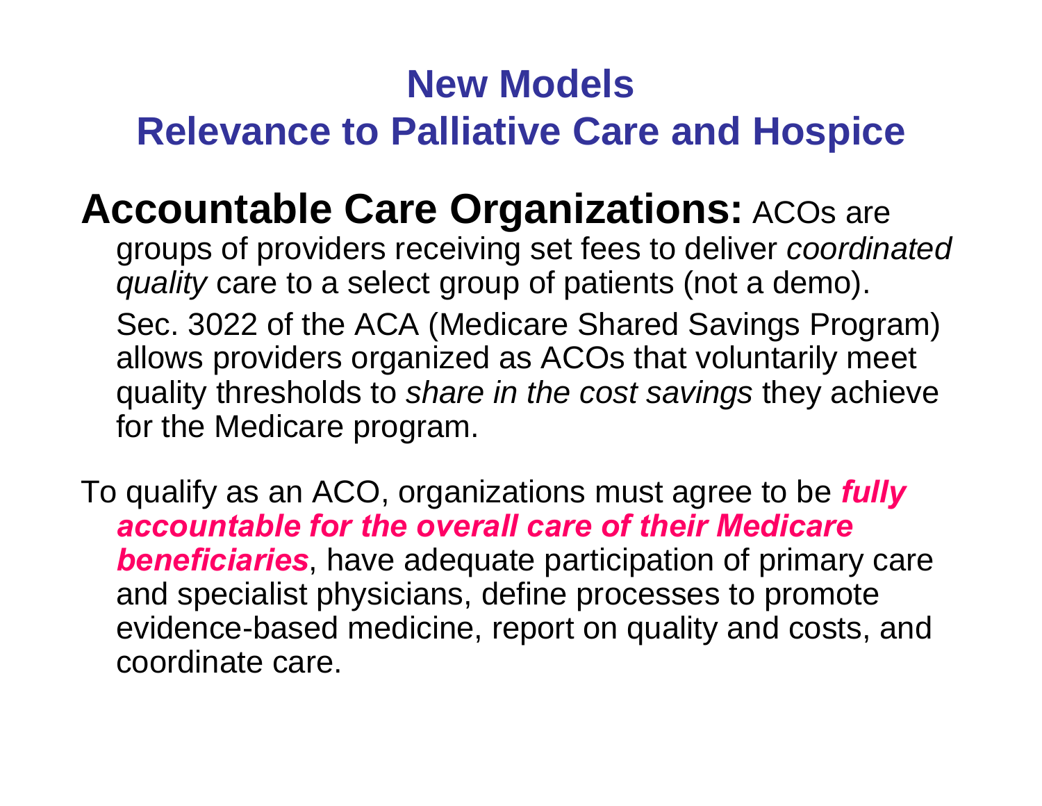# New Models
## Relevance to Palliative Care and Hospice

**Accountable Care Organizations:** ACOs are groups of providers receiving set fees to deliver *coordinated quality* care to a select group of patients (not a demo). Sec. 3022 of the ACA (Medicare Shared Savings Program) allows providers organized as ACOs that voluntarily meet quality thresholds to *share in the cost savings* they achieve for the Medicare program.

To qualify as an ACO, organizations must agree to be ***fully accountable for the overall care of their Medicare beneficiaries***, have adequate participation of primary care and specialist physicians, define processes to promote evidence-based medicine, report on quality and costs, and coordinate care.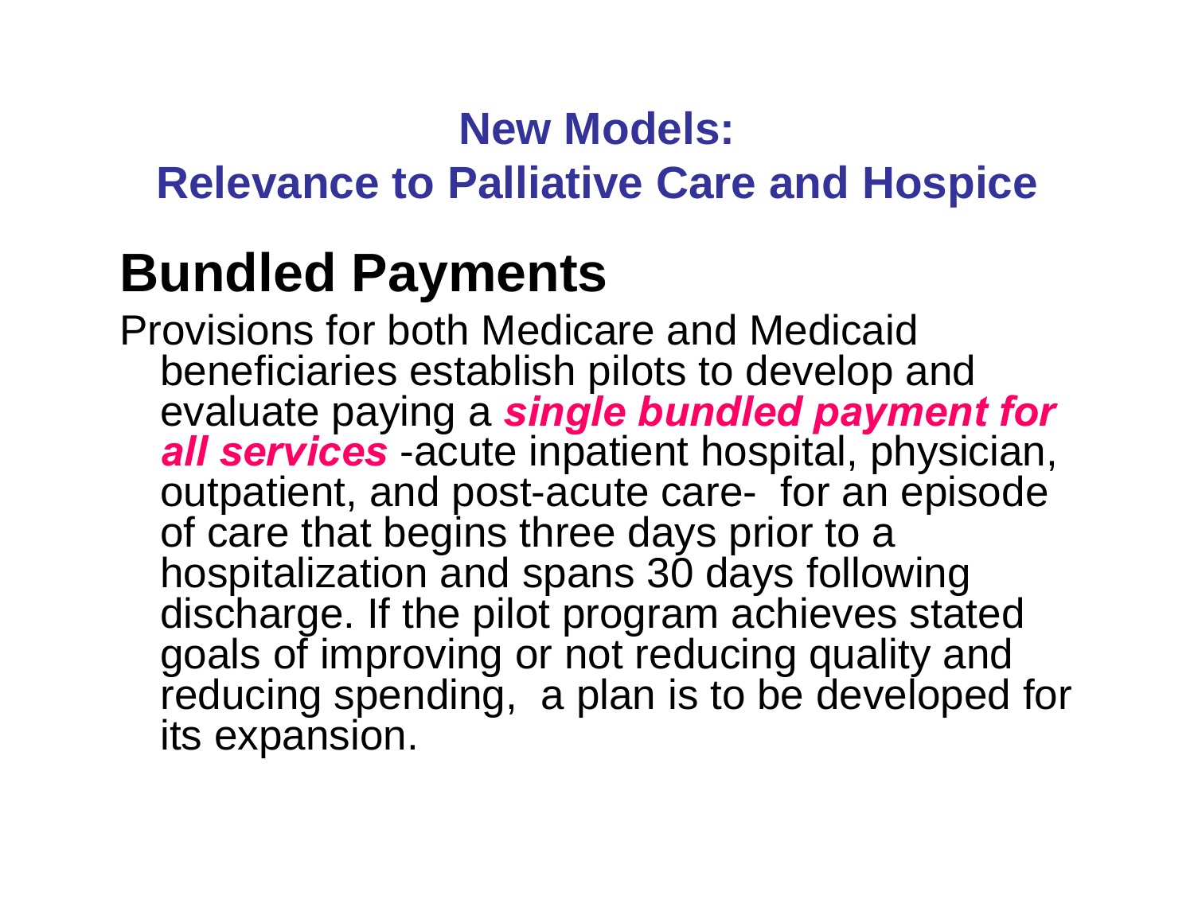## New Models:
## Relevance to Palliative Care and Hospice

# Bundled Payments

Provisions for both Medicare and Medicaid beneficiaries establish pilots to develop and evaluate paying a ***single bundled payment for all services*** -acute inpatient hospital, physician, outpatient, and post-acute care- for an episode of care that begins three days prior to a hospitalization and spans 30 days following discharge. If the pilot program achieves stated goals of improving or not reducing quality and reducing spending, a plan is to be developed for its expansion.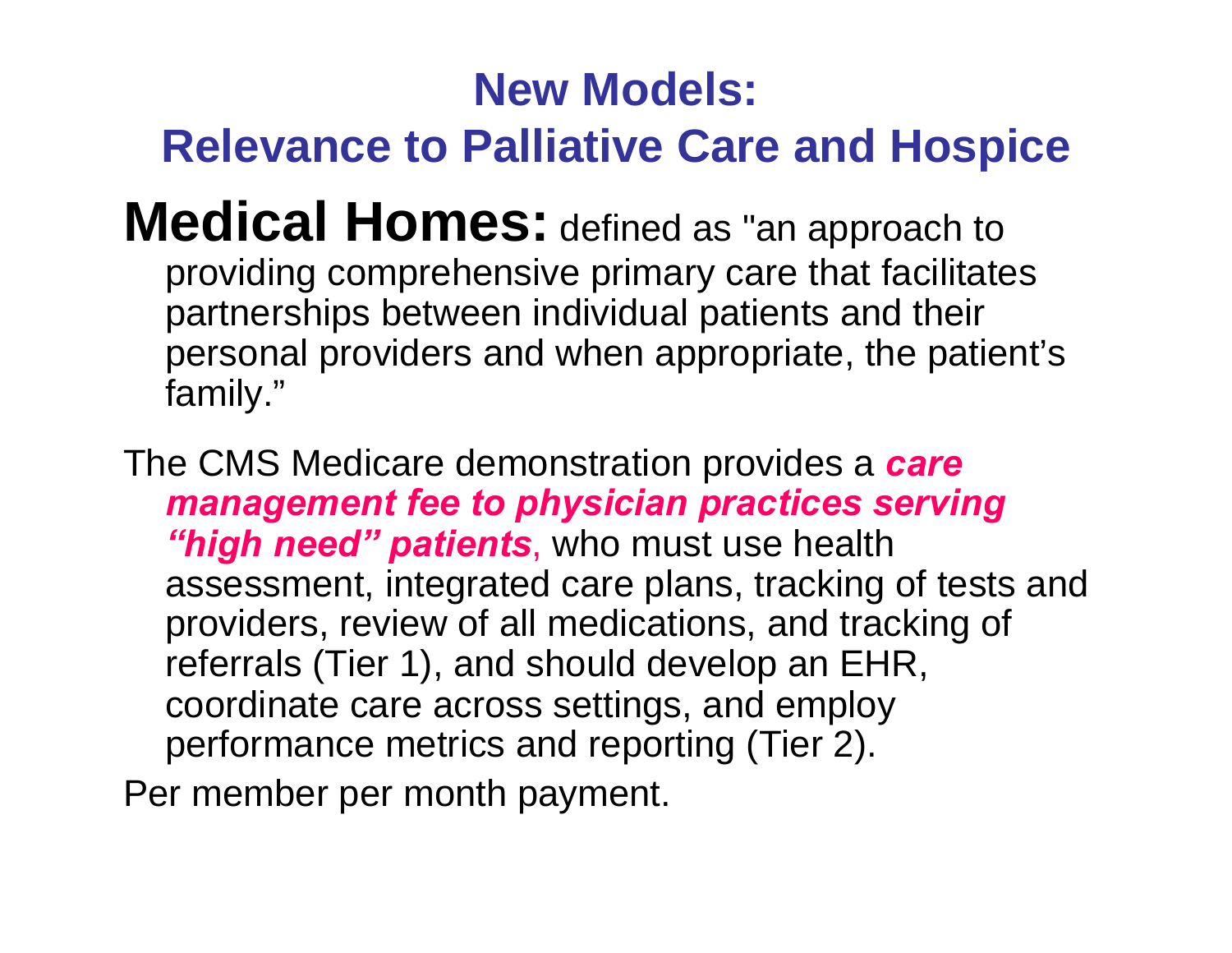# New Models: Relevance to Palliative Care and Hospice

**Medical Homes:** defined as "an approach to providing comprehensive primary care that facilitates partnerships between individual patients and their personal providers and when appropriate, the patient's family."

The CMS Medicare demonstration provides a ***care management fee to physician practices serving "high need" patients***, who must use health assessment, integrated care plans, tracking of tests and providers, review of all medications, and tracking of referrals (Tier 1), and should develop an EHR, coordinate care across settings, and employ performance metrics and reporting (Tier 2).

Per member per month payment.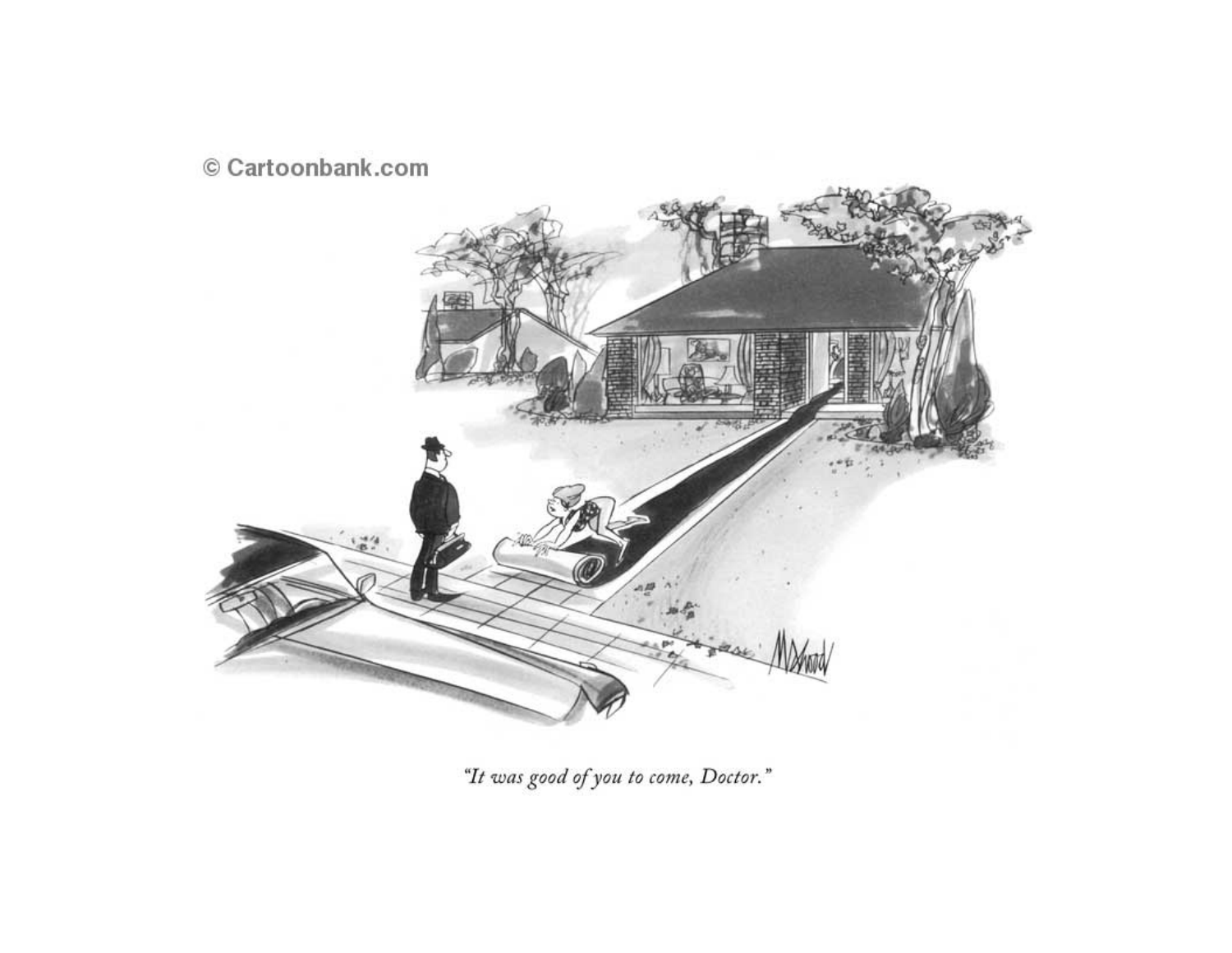© Cartoonbank.com

*"It was good of you to come, Doctor."*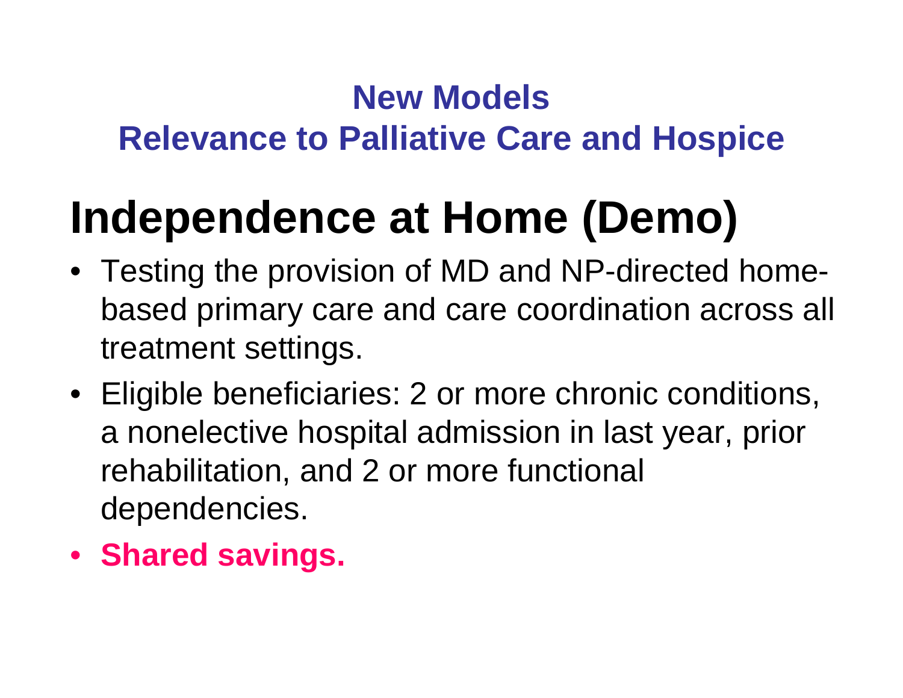## New Models
## Relevance to Palliative Care and Hospice

# Independence at Home (Demo)

- Testing the provision of MD and NP-directed home-based primary care and care coordination across all treatment settings.
- Eligible beneficiaries: 2 or more chronic conditions, a nonelective hospital admission in last year, prior rehabilitation, and 2 or more functional dependencies.
- **Shared savings.**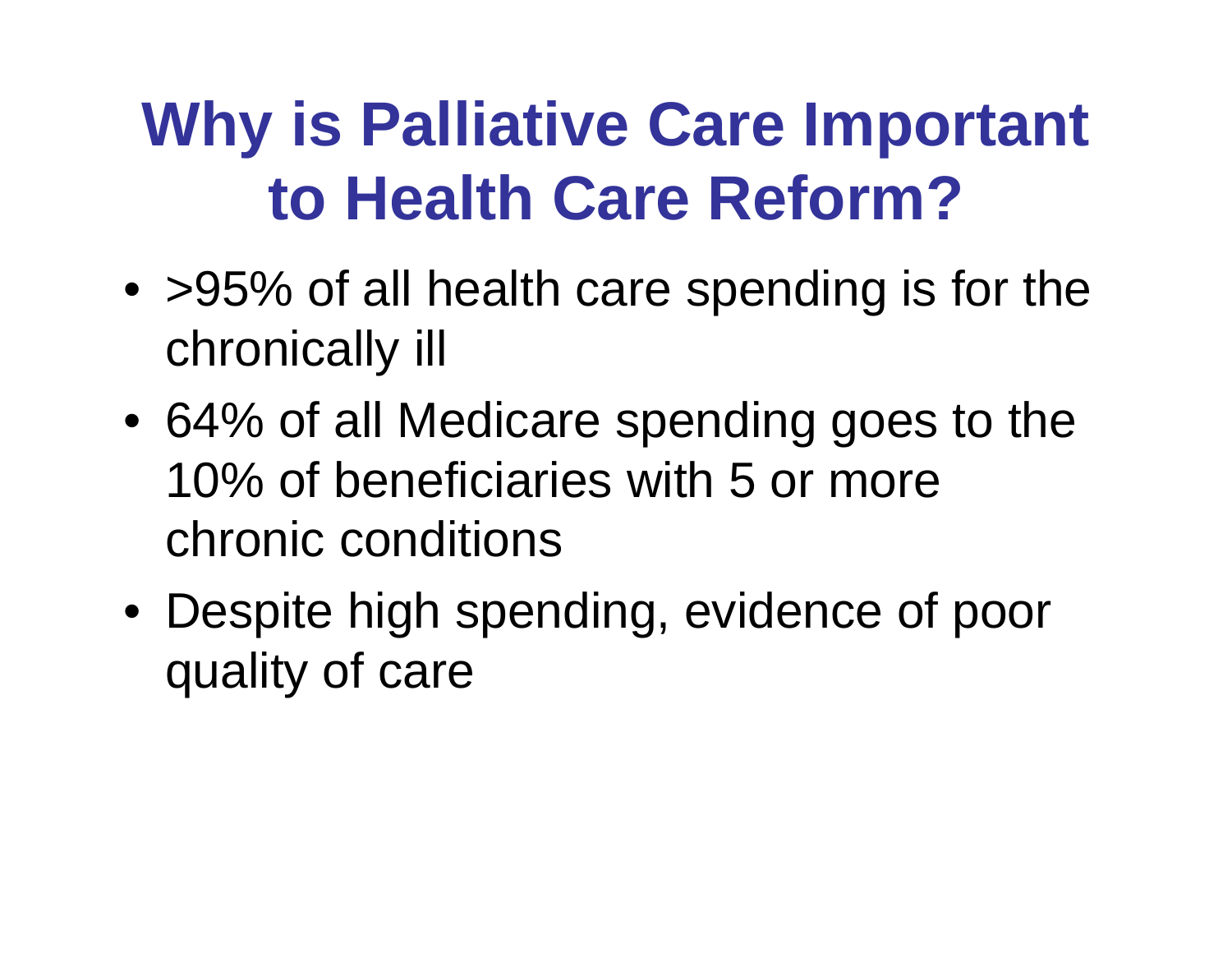# Why is Palliative Care Important to Health Care Reform?

- >95% of all health care spending is for the chronically ill
- 64% of all Medicare spending goes to the 10% of beneficiaries with 5 or more chronic conditions
- Despite high spending, evidence of poor quality of care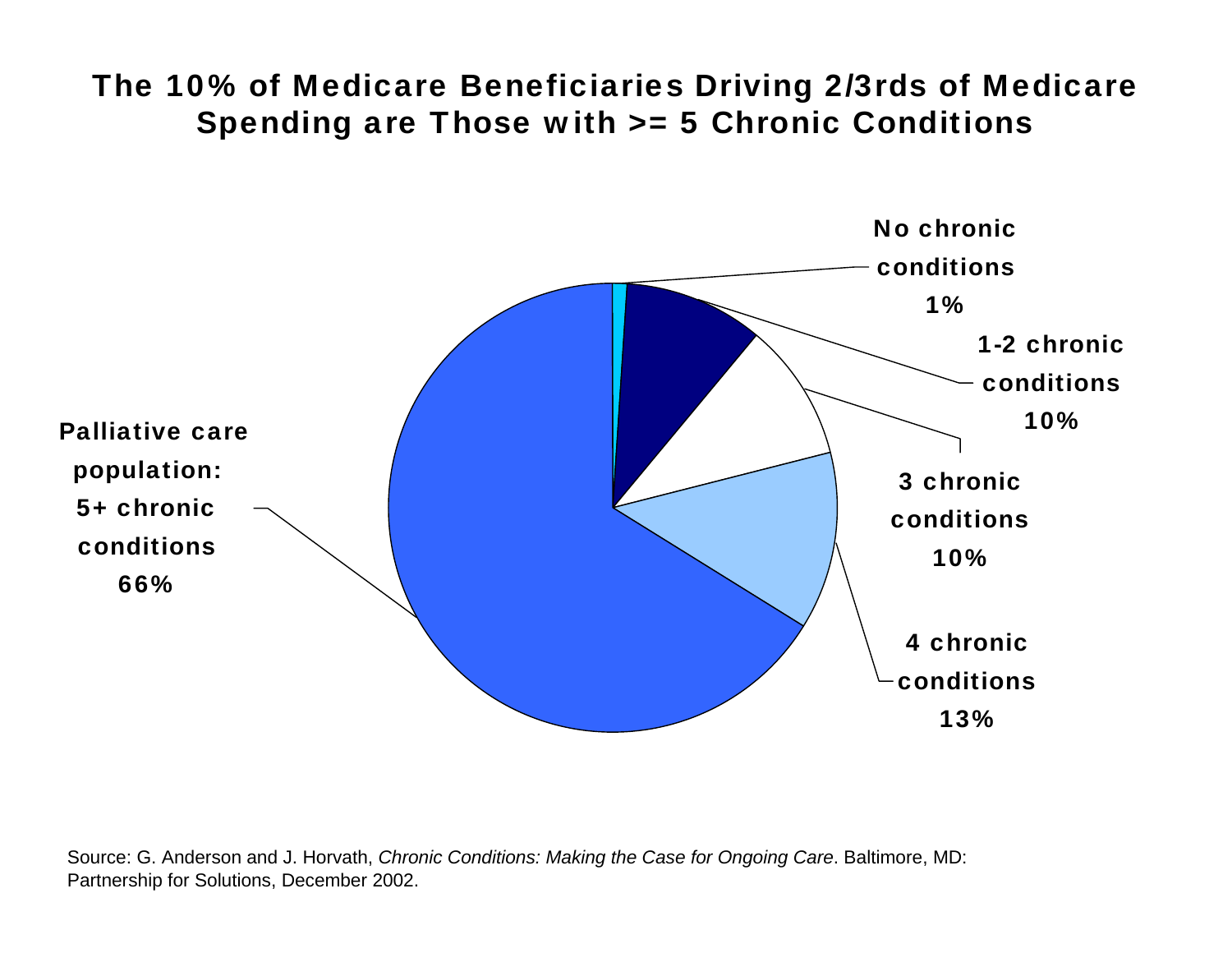# The 10% of Medicare Beneficiaries Driving 2/3rds of Medicare Spending are Those with >= 5 Chronic Conditions

No chronic conditions 1%

1-2 chronic conditions 10%

3 chronic conditions 10%

4 chronic conditions 13%

Palliative care population: 5+ chronic conditions 66%

Source: G. Anderson and J. Horvath, *Chronic Conditions: Making the Case for Ongoing Care*. Baltimore, MD: Partnership for Solutions, December 2002.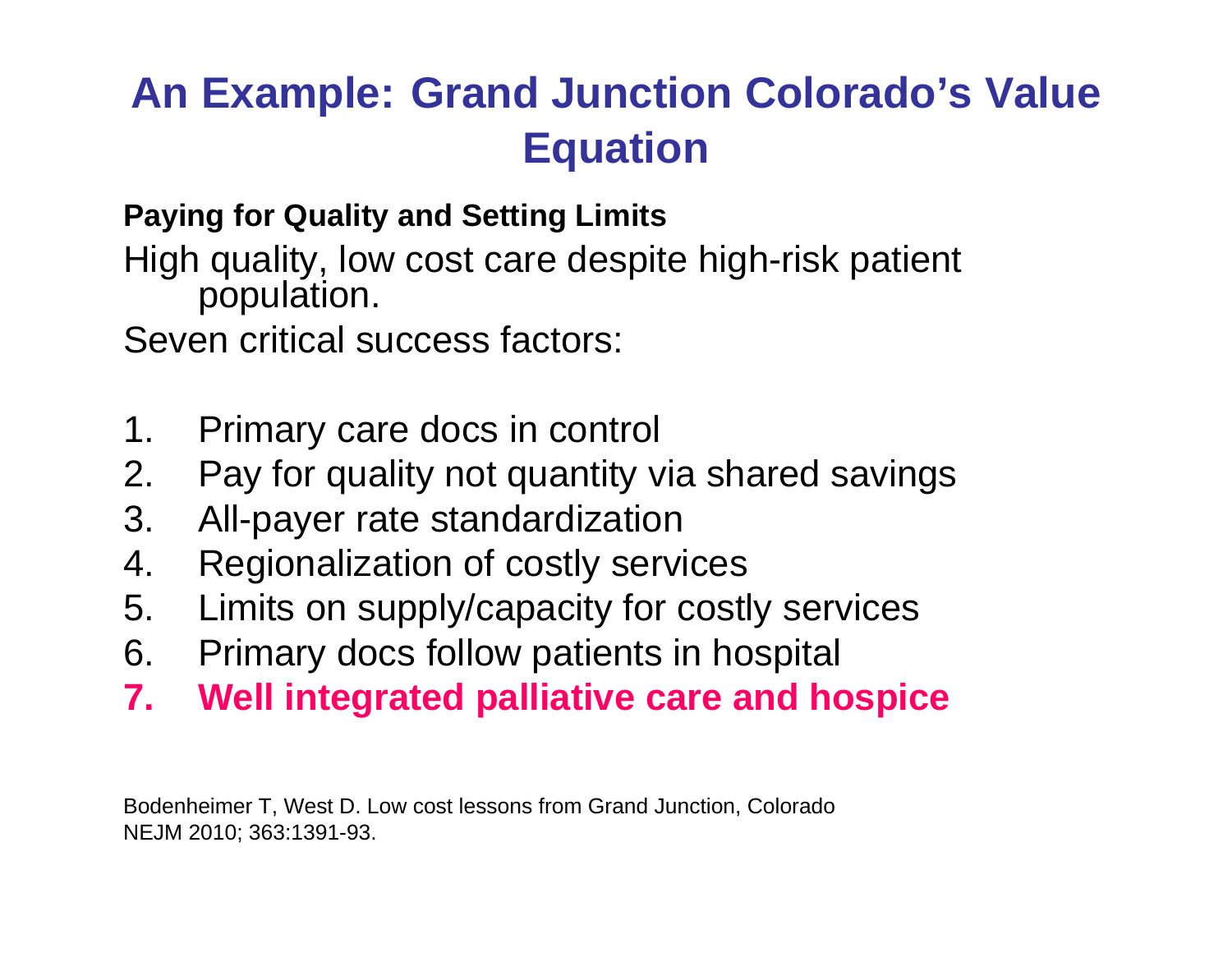# An Example: Grand Junction Colorado’s Value Equation

**Paying for Quality and Setting Limits**

High quality, low cost care despite high-risk patient population.

Seven critical success factors:

1. Primary care docs in control
2. Pay for quality not quantity via shared savings
3. All-payer rate standardization
4. Regionalization of costly services
5. Limits on supply/capacity for costly services
6. Primary docs follow patients in hospital
7. **Well integrated palliative care and hospice**

Bodenheimer T, West D. Low cost lessons from Grand Junction, Colorado
NEJM 2010; 363:1391-93.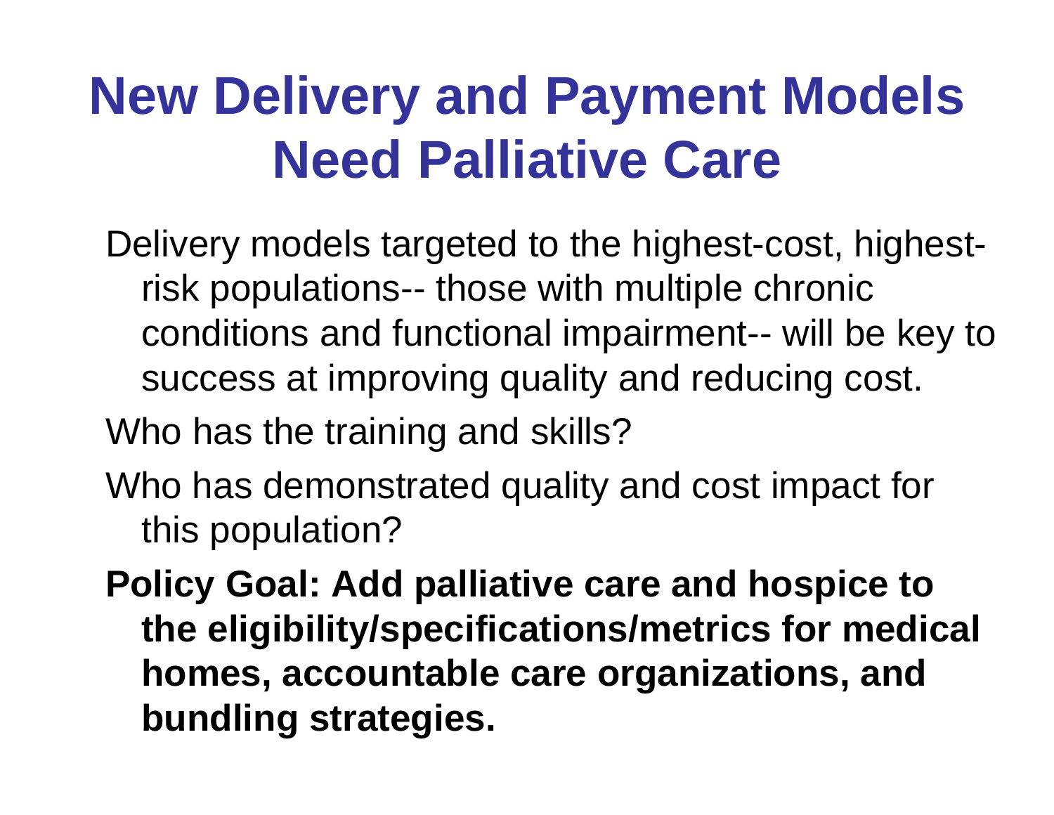# New Delivery and Payment Models Need Palliative Care

Delivery models targeted to the highest-cost, highest-risk populations-- those with multiple chronic conditions and functional impairment-- will be key to success at improving quality and reducing cost.

Who has the training and skills?

Who has demonstrated quality and cost impact for this population?

**Policy Goal: Add palliative care and hospice to the eligibility/specifications/metrics for medical homes, accountable care organizations, and bundling strategies.**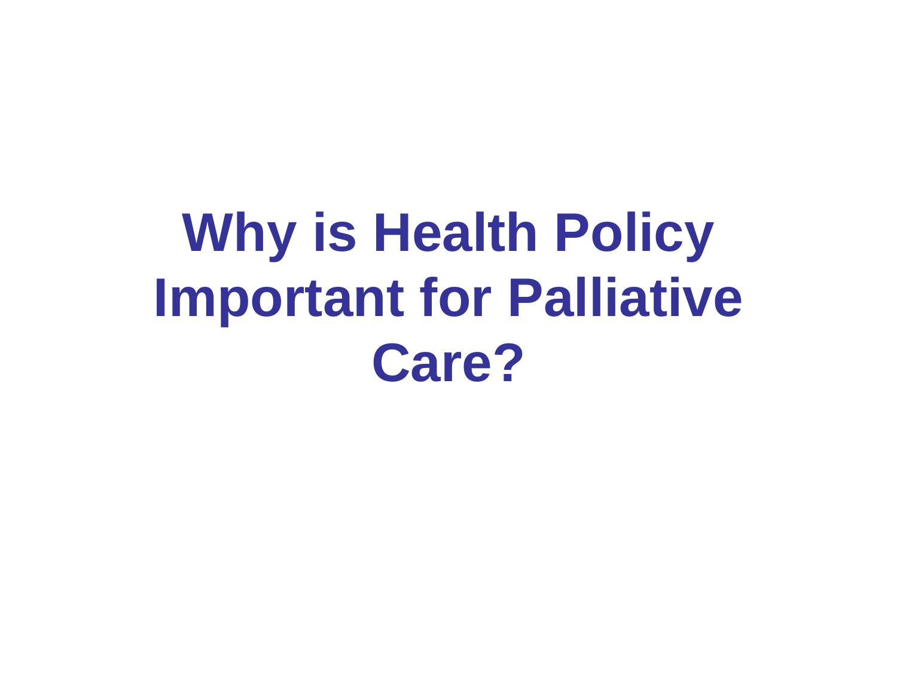# Why is Health Policy Important for Palliative Care?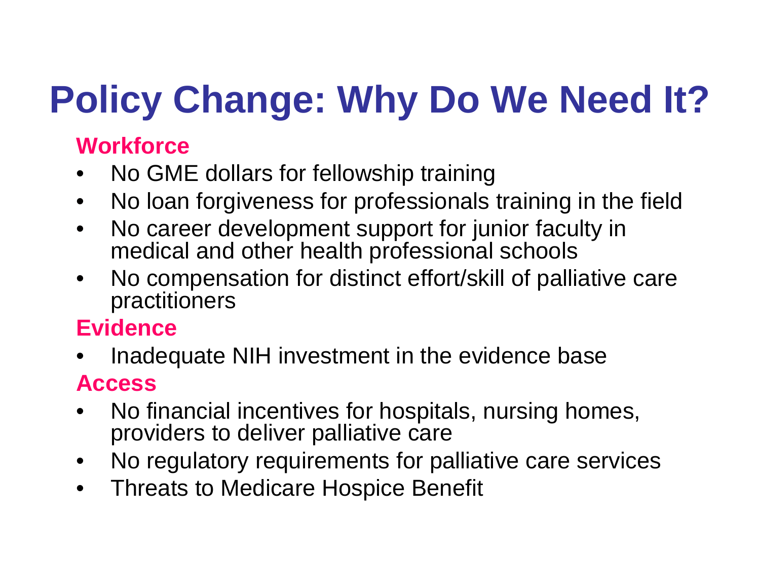# Policy Change: Why Do We Need It?

### Workforce

- No GME dollars for fellowship training
- No loan forgiveness for professionals training in the field
- No career development support for junior faculty in medical and other health professional schools
- No compensation for distinct effort/skill of palliative care practitioners

### Evidence

- Inadequate NIH investment in the evidence base

### Access

- No financial incentives for hospitals, nursing homes, providers to deliver palliative care
- No regulatory requirements for palliative care services
- Threats to Medicare Hospice Benefit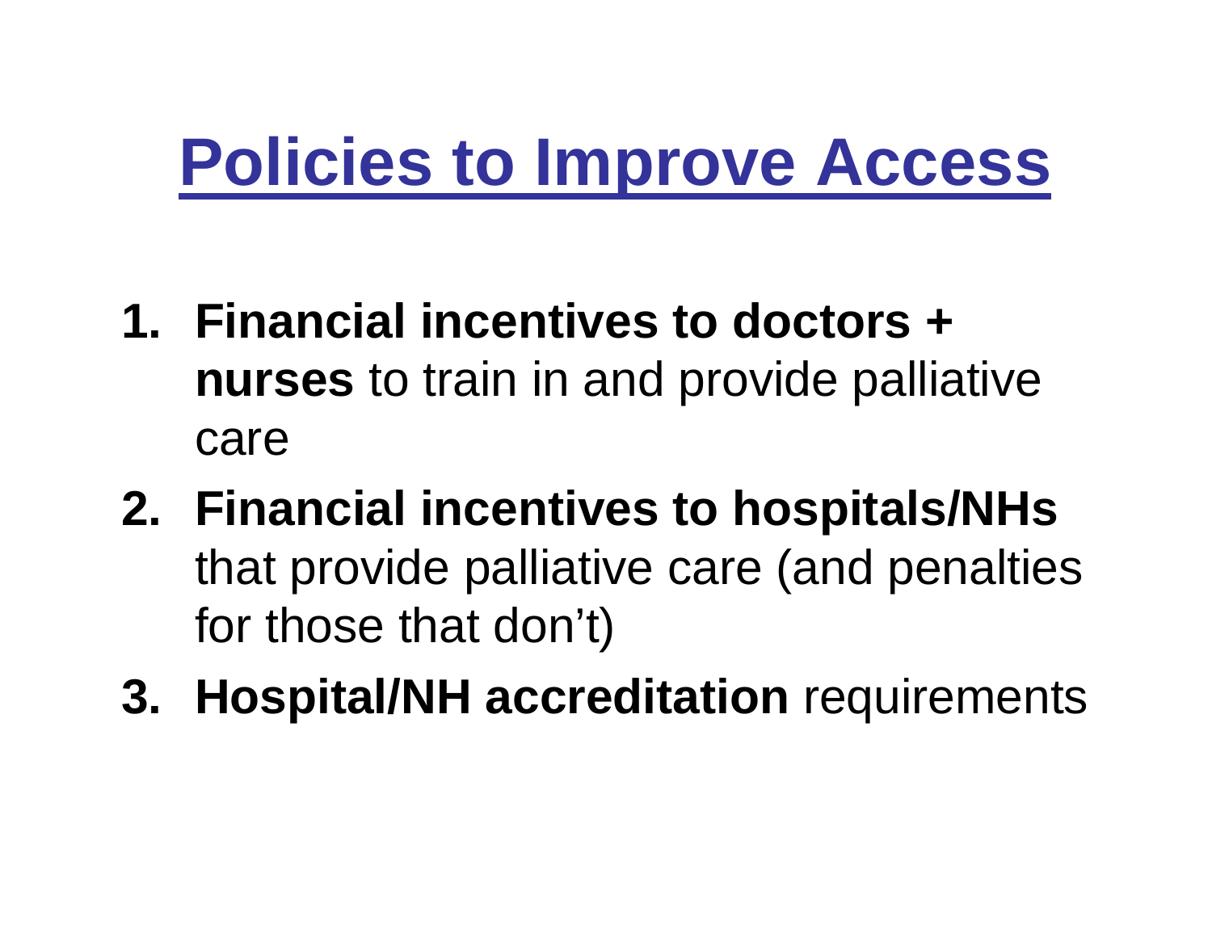# Policies to Improve Access

1. **Financial incentives to doctors + nurses** to train in and provide palliative care
2. **Financial incentives to hospitals/NHs** that provide palliative care (and penalties for those that don't)
3. **Hospital/NH accreditation** requirements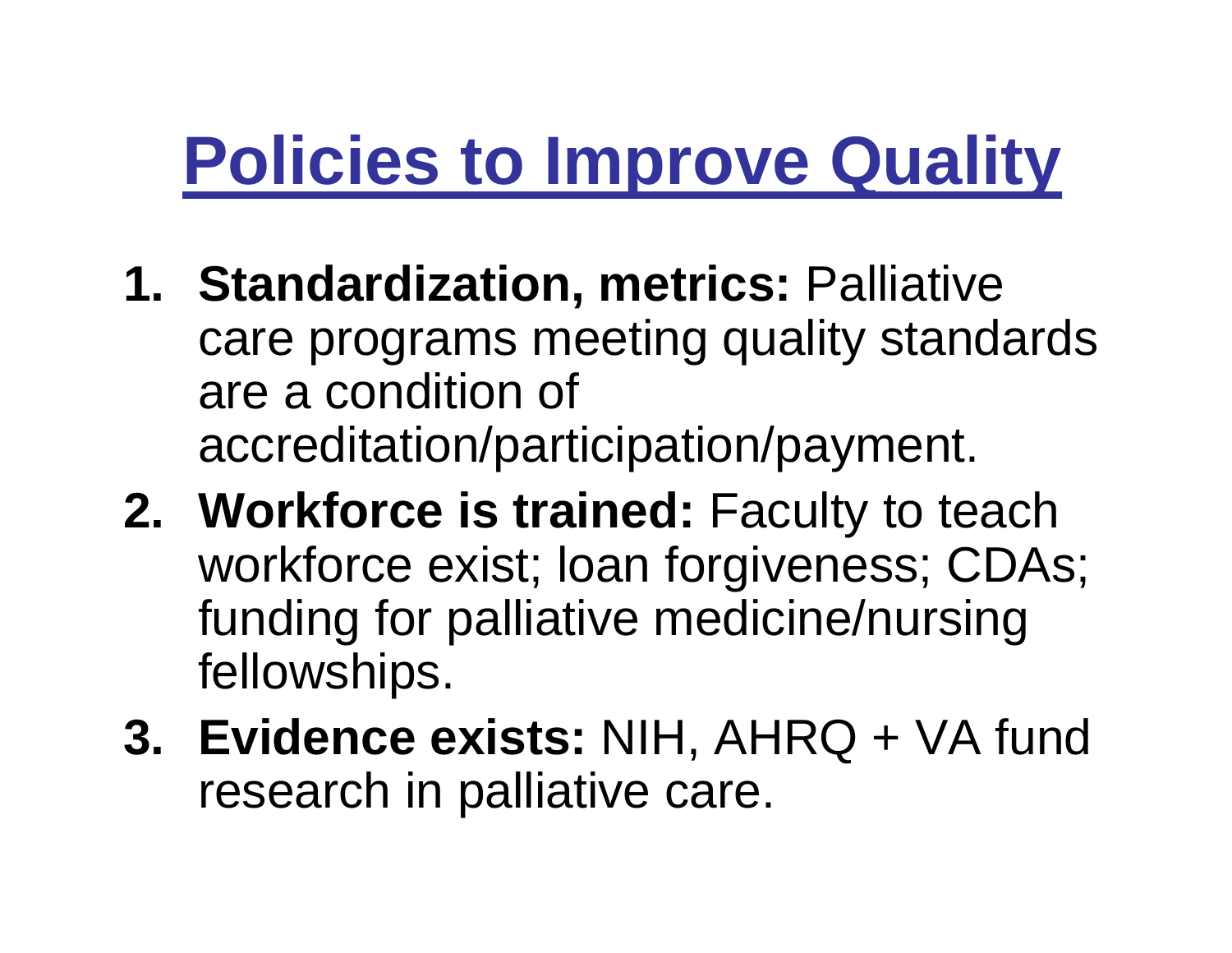# Policies to Improve Quality

1. **Standardization, metrics:** Palliative care programs meeting quality standards are a condition of accreditation/participation/payment.
2. **Workforce is trained:** Faculty to teach workforce exist; loan forgiveness; CDAs; funding for palliative medicine/nursing fellowships.
3. **Evidence exists:** NIH, AHRQ + VA fund research in palliative care.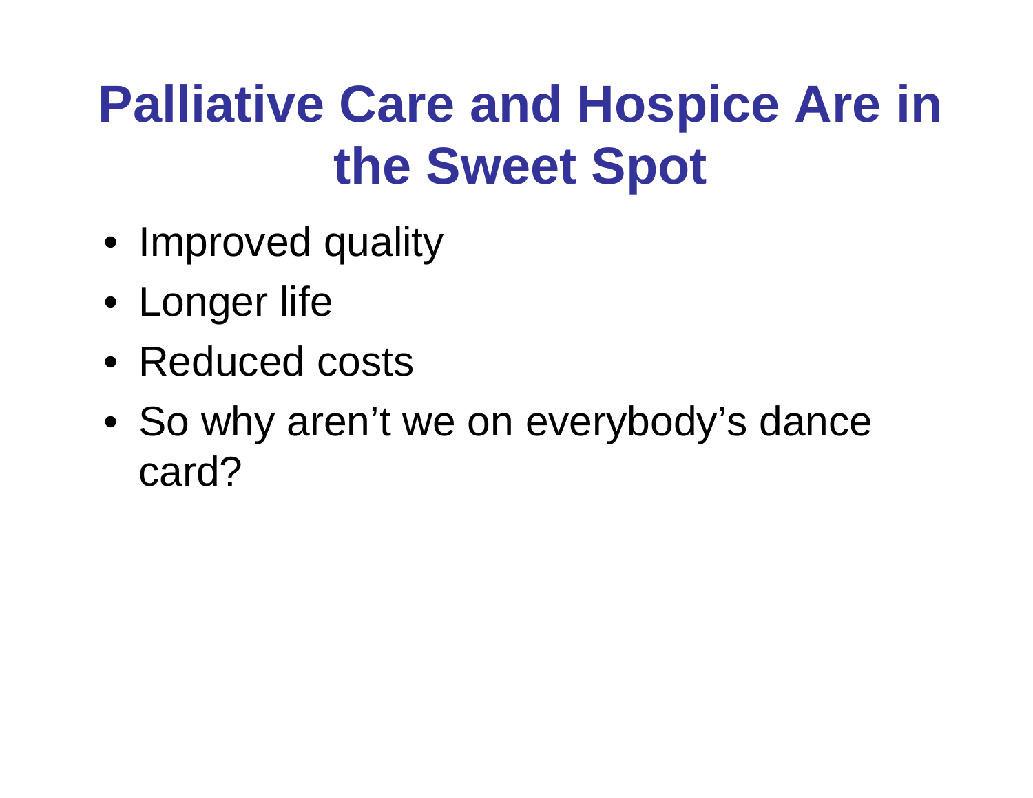# Palliative Care and Hospice Are in the Sweet Spot

- Improved quality
- Longer life
- Reduced costs
- So why aren’t we on everybody’s dance card?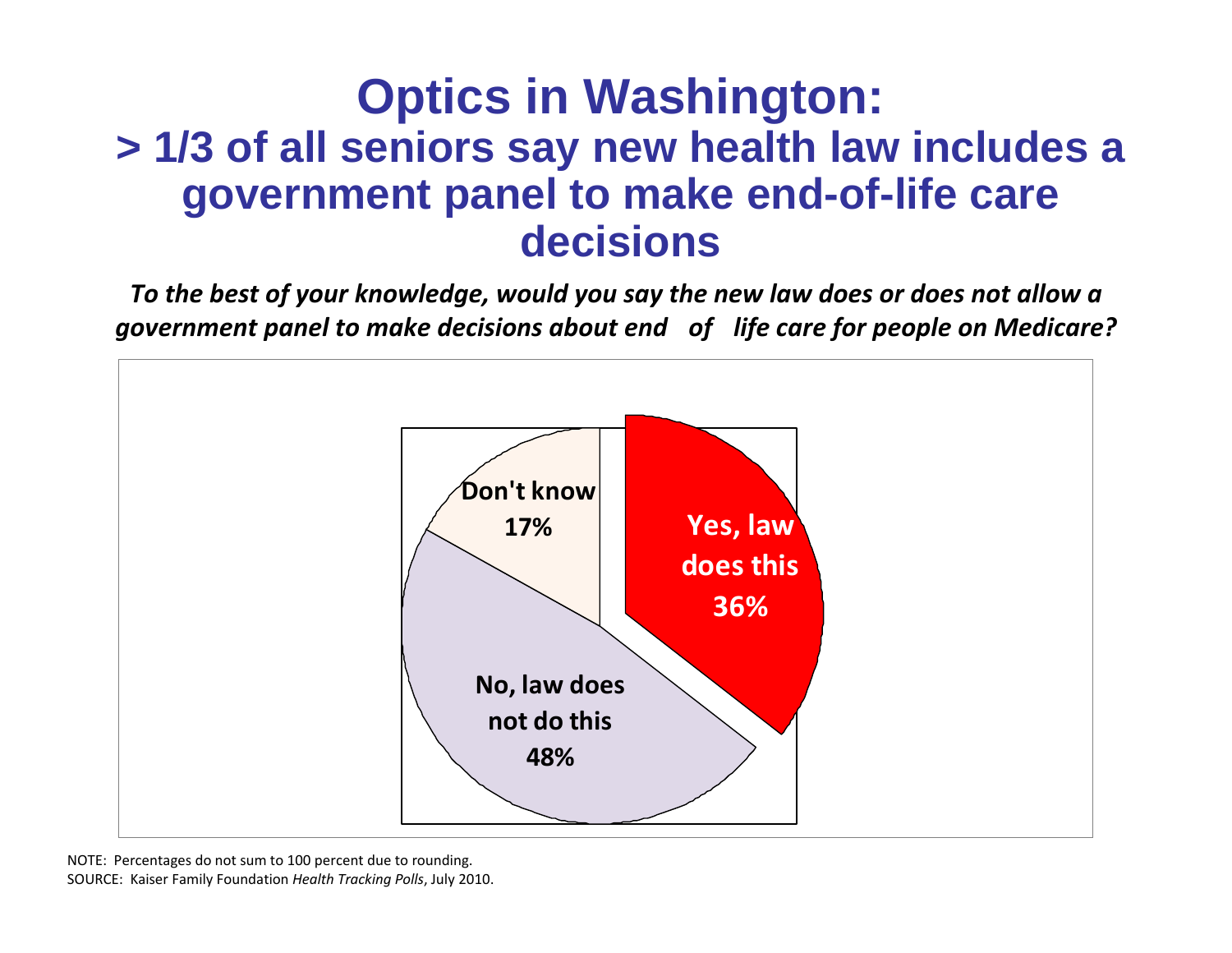# Optics in Washington:

## > 1/3 of all seniors say new health law includes a government panel to make end-of-life care decisions

***To the best of your knowledge, would you say the new law does or does not allow a government panel to make decisions about end of life care for people on Medicare?***

| Response | Percent |
| --- | --- |
| Yes, law does this | 36% |
| No, law does not do this | 48% |
| Don't know | 17% |

NOTE: Percentages do not sum to 100 percent due to rounding.

SOURCE: Kaiser Family Foundation *Health Tracking Polls*, July 2010.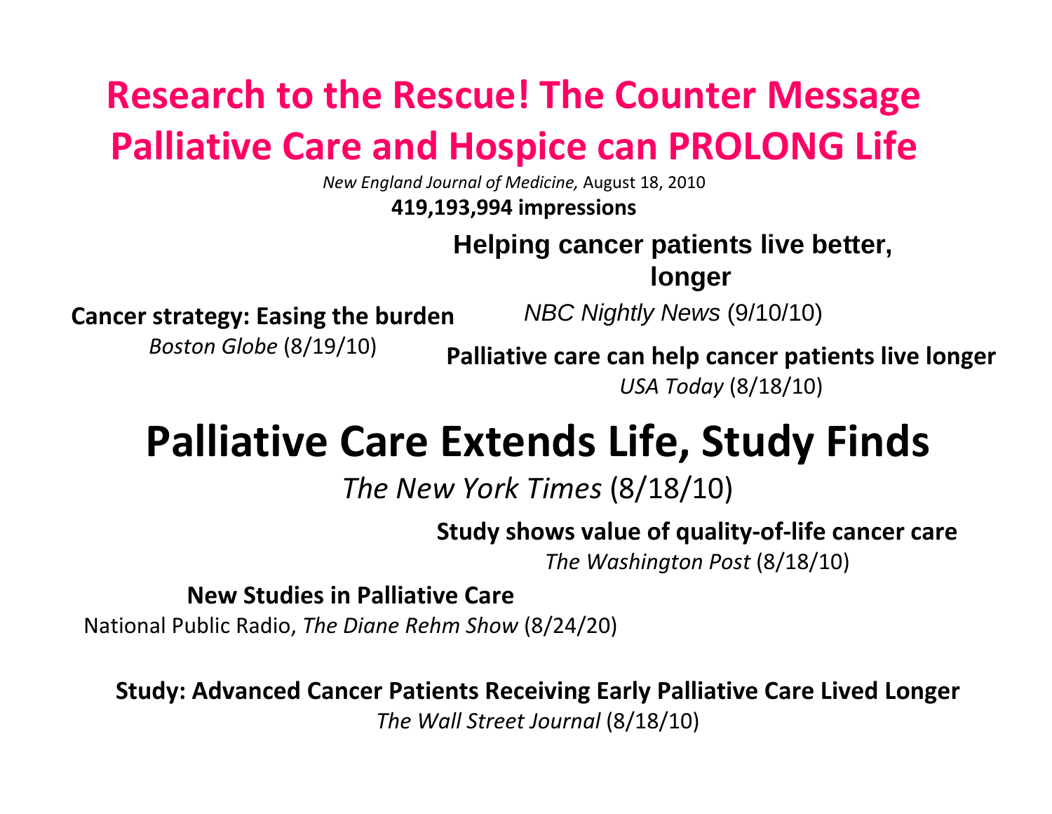# Research to the Rescue! The Counter Message
# Palliative Care and Hospice can PROLONG Life

*New England Journal of Medicine,* August 18, 2010

**419,193,994 impressions**

**Helping cancer patients live better, longer**

*NBC Nightly News* (9/10/10)

**Cancer strategy: Easing the burden**

*Boston Globe* (8/19/10)

**Palliative care can help cancer patients live longer**

*USA Today* (8/18/10)

## Palliative Care Extends Life, Study Finds

*The New York Times* (8/18/10)

**Study shows value of quality-of-life cancer care**

*The Washington Post* (8/18/10)

**New Studies in Palliative Care**

National Public Radio, *The Diane Rehm Show* (8/24/20)

**Study: Advanced Cancer Patients Receiving Early Palliative Care Lived Longer**

*The Wall Street Journal* (8/18/10)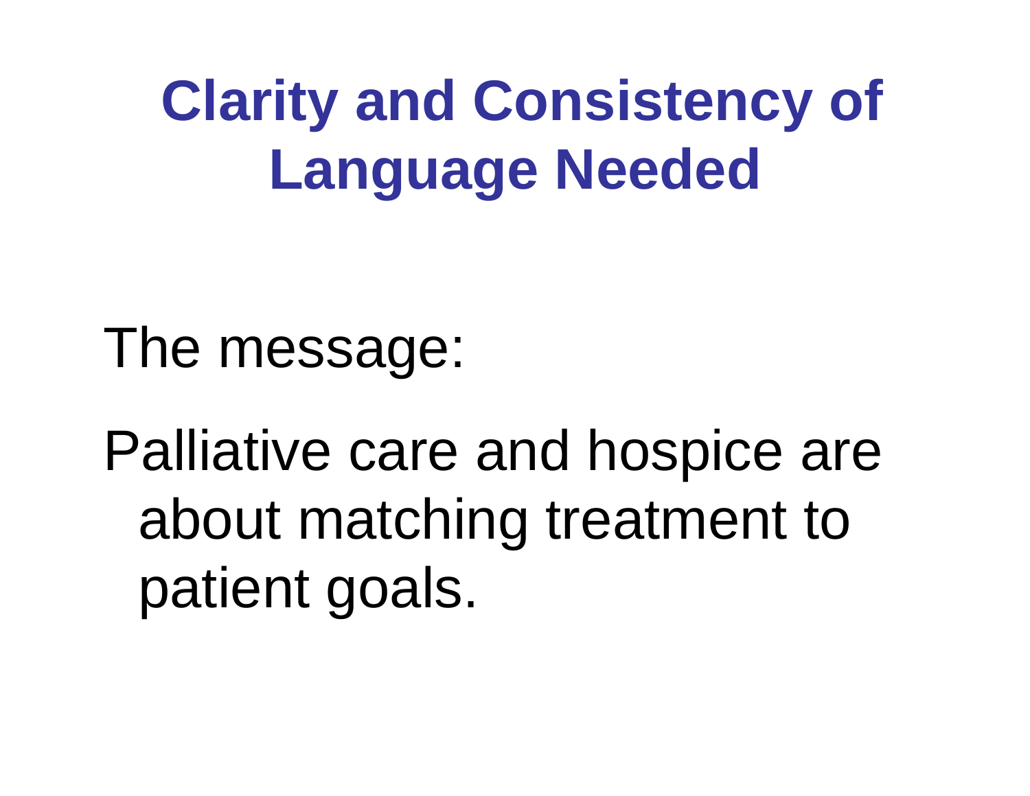# Clarity and Consistency of Language Needed

The message:

Palliative care and hospice are about matching treatment to patient goals.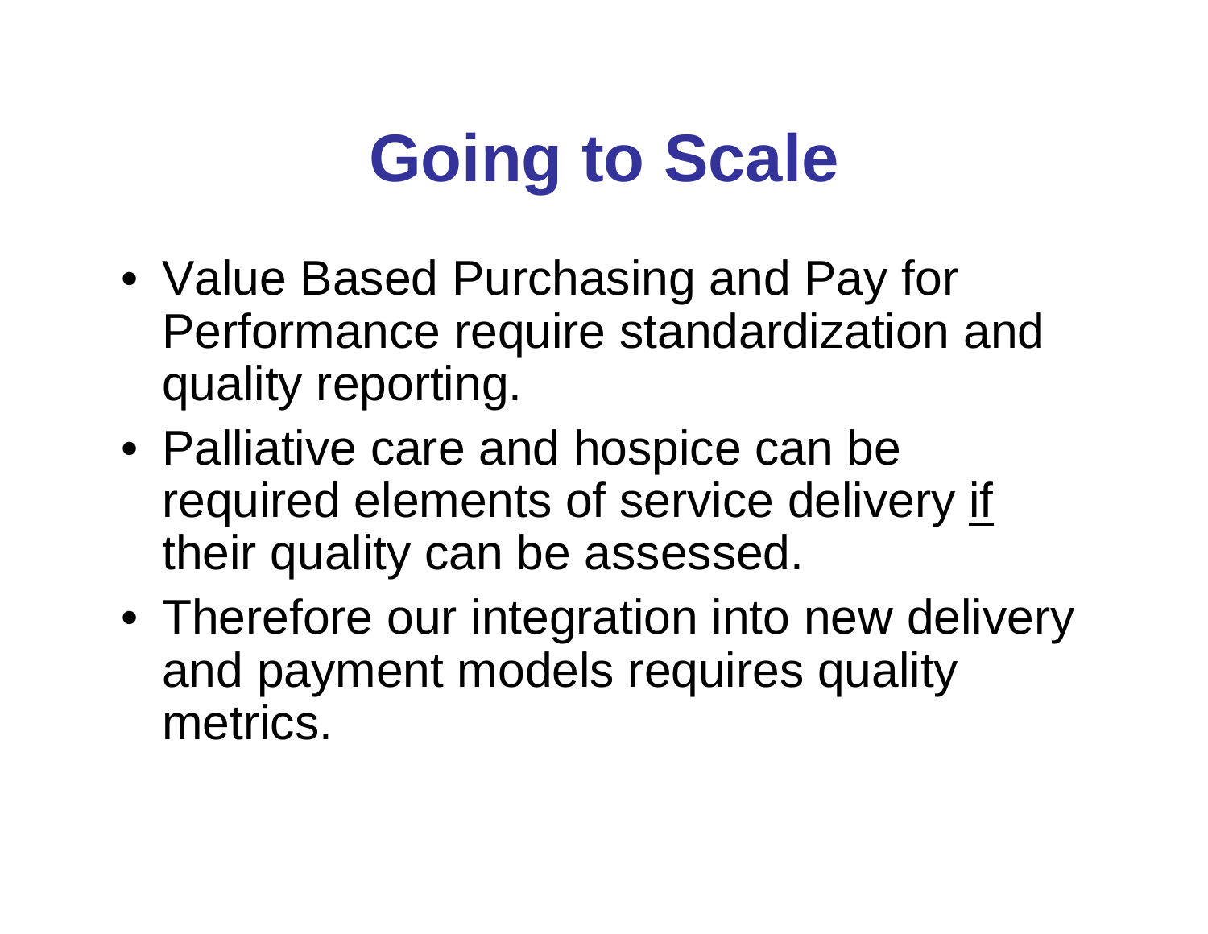# Going to Scale

- Value Based Purchasing and Pay for Performance require standardization and quality reporting.
- Palliative care and hospice can be required elements of service delivery <u>if</u> their quality can be assessed.
- Therefore our integration into new delivery and payment models requires quality metrics.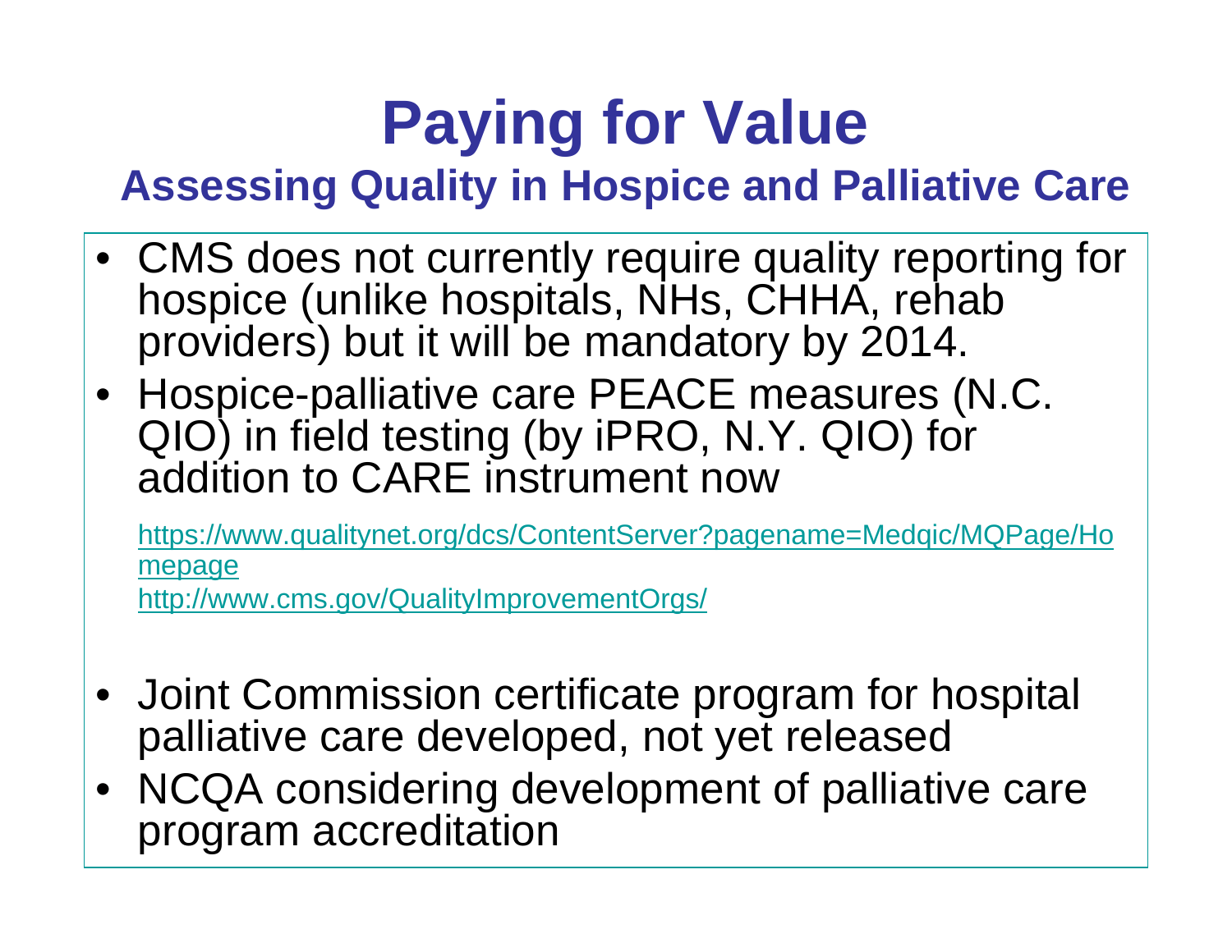# Paying for Value

## Assessing Quality in Hospice and Palliative Care

- CMS does not currently require quality reporting for hospice (unlike hospitals, NHs, CHHA, rehab providers) but it will be mandatory by 2014.
- Hospice-palliative care PEACE measures (N.C. QIO) in field testing (by iPRO, N.Y. QIO) for addition to CARE instrument now

  https://www.qualitynet.org/dcs/ContentServer?pagename=Medqic/MQPage/Homepage
  http://www.cms.gov/QualityImprovementOrgs/

- Joint Commission certificate program for hospital palliative care developed, not yet released
- NCQA considering development of palliative care program accreditation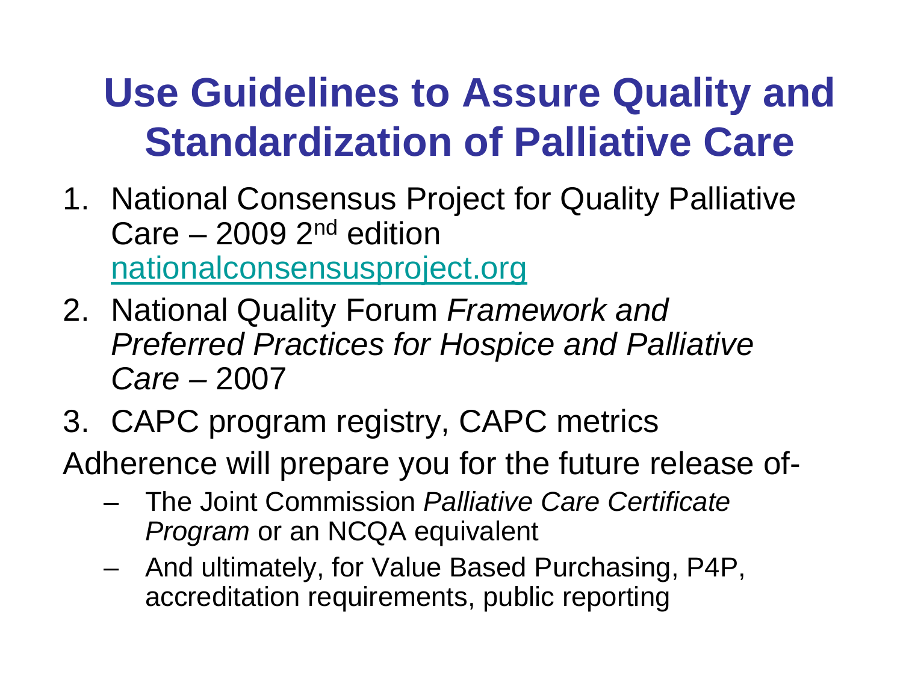# Use Guidelines to Assure Quality and Standardization of Palliative Care

1. National Consensus Project for Quality Palliative Care – 2009 2nd edition [nationalconsensusproject.org](nationalconsensusproject.org)
2. National Quality Forum *Framework and Preferred Practices for Hospice and Palliative Care* – 2007
3. CAPC program registry, CAPC metrics

Adherence will prepare you for the future release of-

- The Joint Commission *Palliative Care Certificate Program* or an NCQA equivalent
- And ultimately, for Value Based Purchasing, P4P, accreditation requirements, public reporting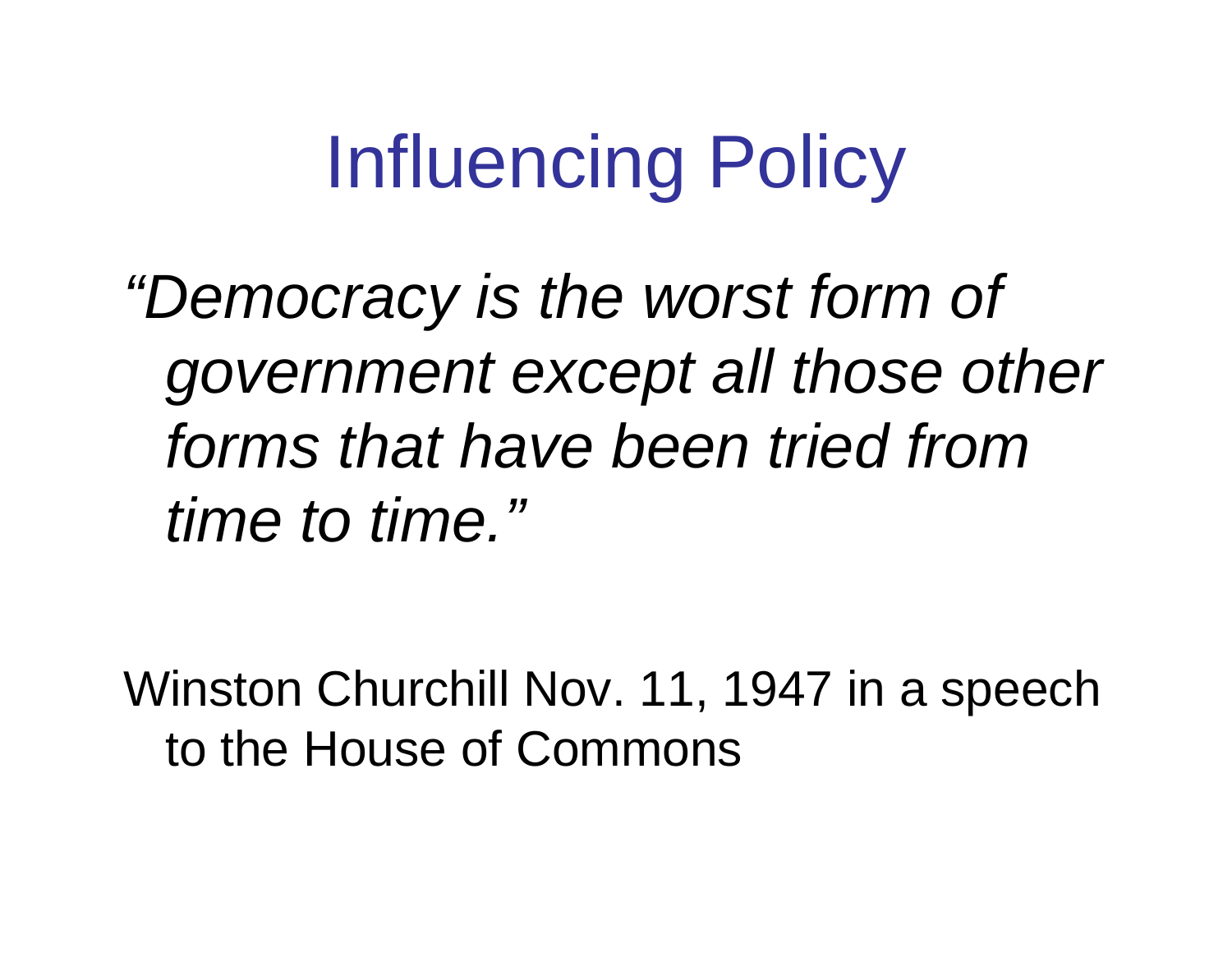# Influencing Policy

*"Democracy is the worst form of government except all those other forms that have been tried from time to time."*

Winston Churchill Nov. 11, 1947 in a speech to the House of Commons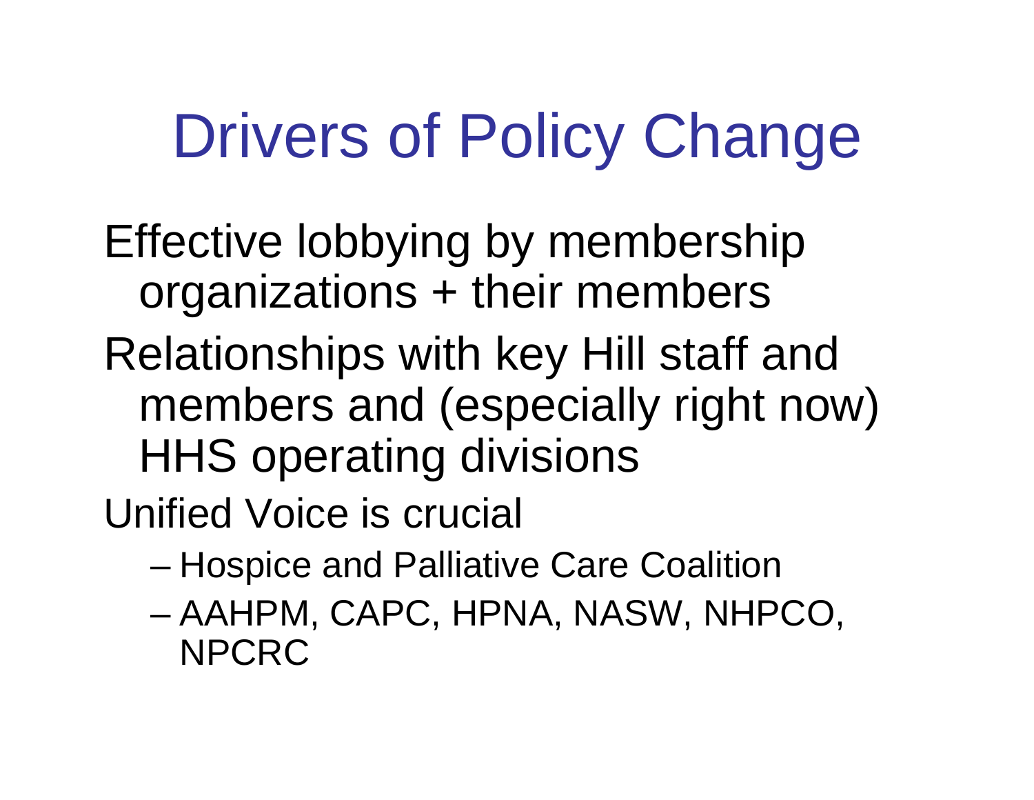# Drivers of Policy Change

- Effective lobbying by membership organizations + their members
- Relationships with key Hill staff and members and (especially right now) HHS operating divisions
- Unified Voice is crucial
  - Hospice and Palliative Care Coalition
  - AAHPM, CAPC, HPNA, NASW, NHPCO, NPCRC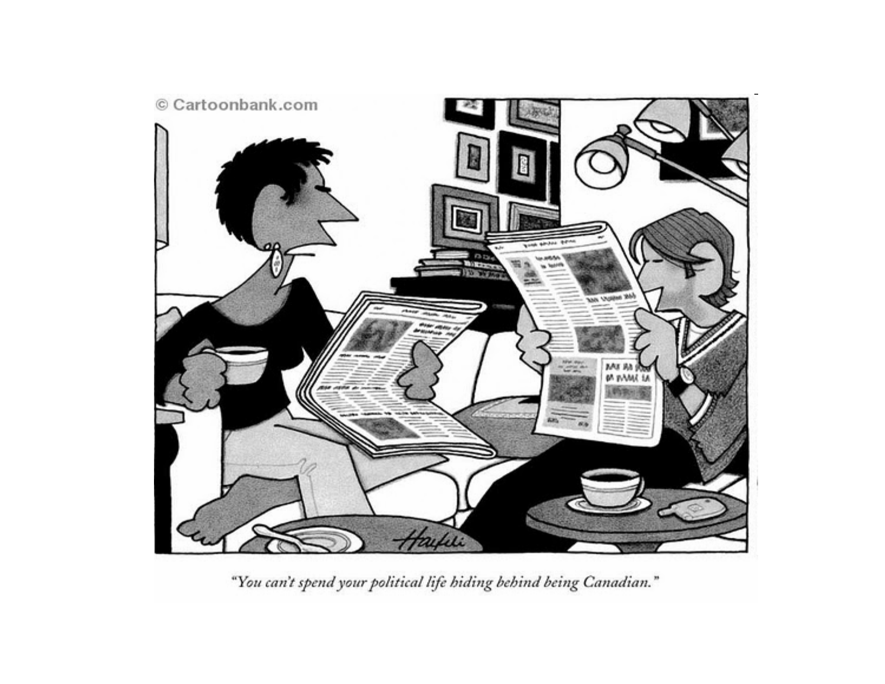© Cartoonbank.com

*"You can't spend your political life hiding behind being Canadian."*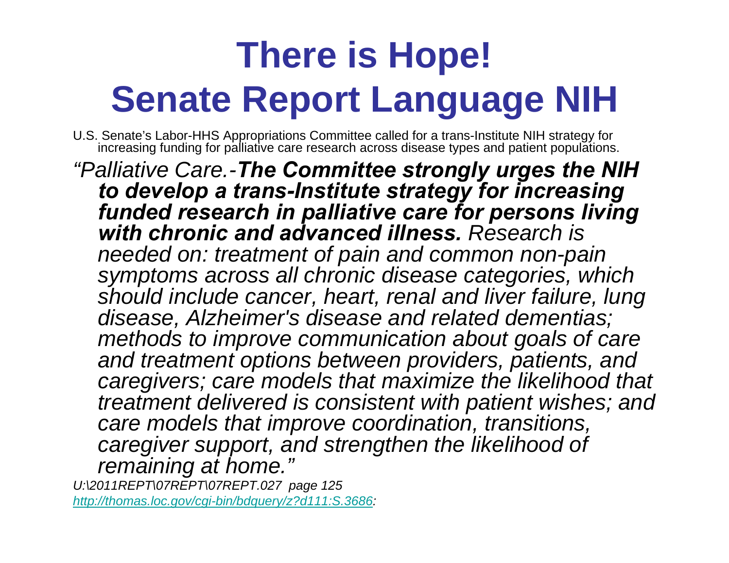# There is Hope!
# Senate Report Language NIH

U.S. Senate's Labor-HHS Appropriations Committee called for a trans-Institute NIH strategy for increasing funding for palliative care research across disease types and patient populations.

*"Palliative Care.-**The Committee strongly urges the NIH to develop a trans-Institute strategy for increasing funded research in palliative care for persons living with chronic and advanced illness.** Research is needed on: treatment of pain and common non-pain symptoms across all chronic disease categories, which should include cancer, heart, renal and liver failure, lung disease, Alzheimer's disease and related dementias; methods to improve communication about goals of care and treatment options between providers, patients, and caregivers; care models that maximize the likelihood that treatment delivered is consistent with patient wishes; and care models that improve coordination, transitions, caregiver support, and strengthen the likelihood of remaining at home."*

*U:\2011REPT\07REPT\07REPT.027 page 125*

*[http://thomas.loc.gov/cgi-bin/bdquery/z?d111:S.3686](http://thomas.loc.gov/cgi-bin/bdquery/z?d111:S.3686):*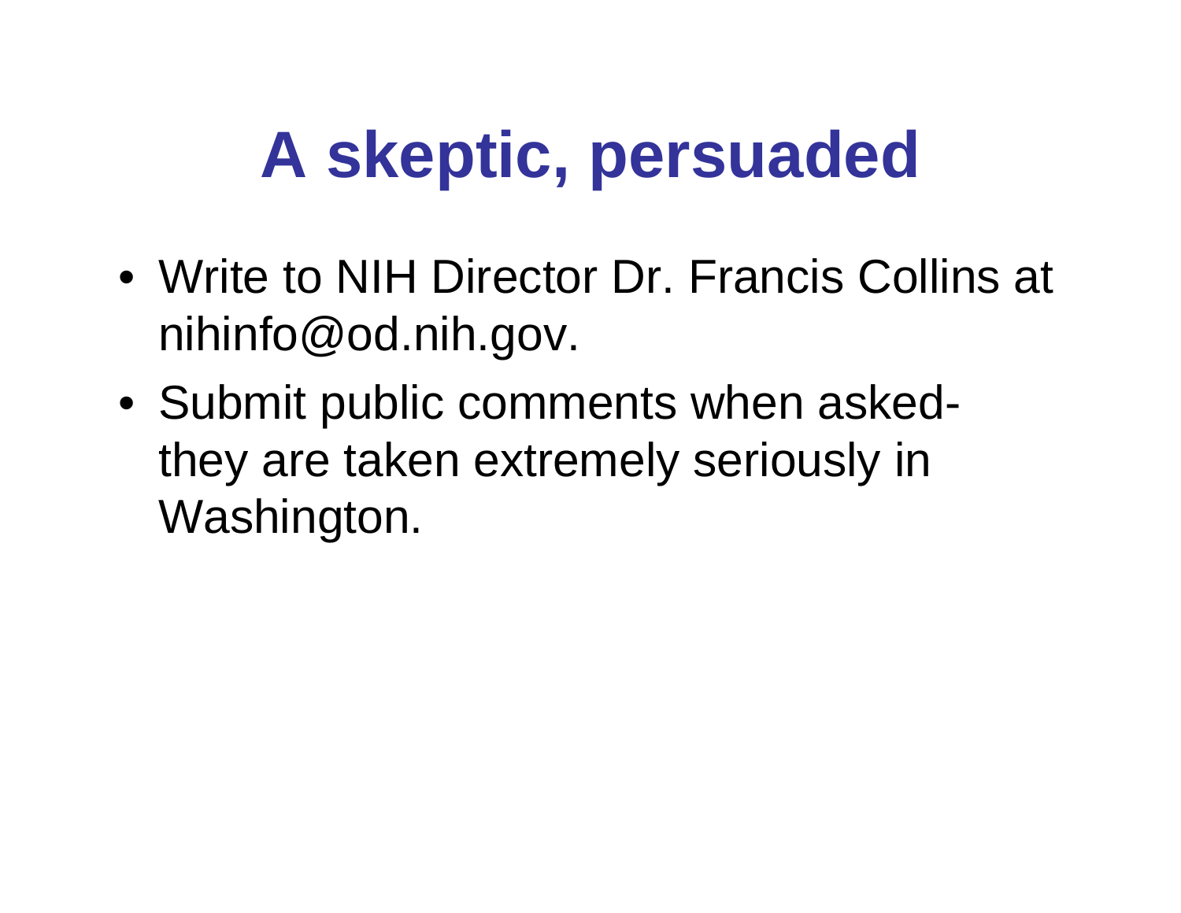# A skeptic, persuaded

- Write to NIH Director Dr. Francis Collins at nihinfo@od.nih.gov.
- Submit public comments when asked- they are taken extremely seriously in Washington.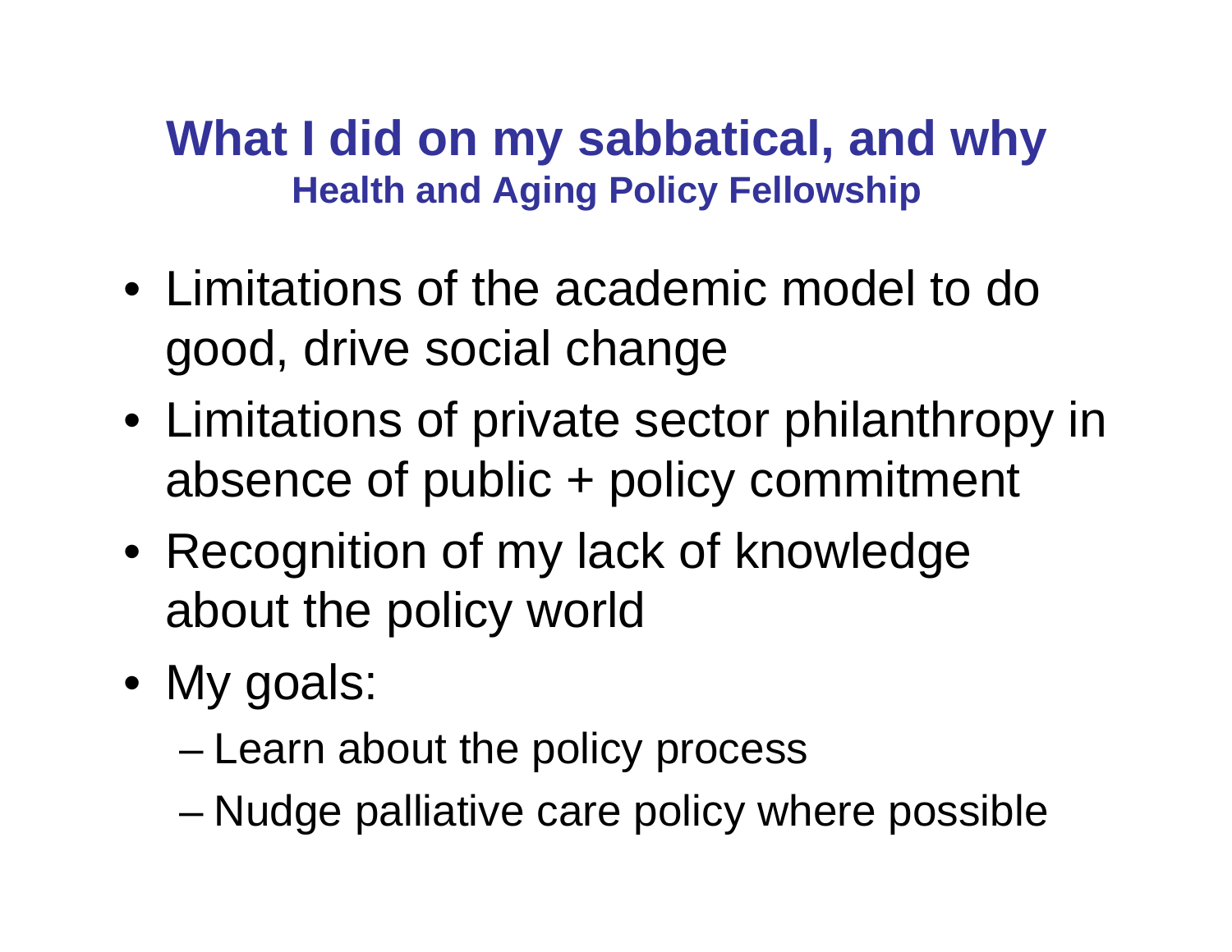# What I did on my sabbatical, and why

## Health and Aging Policy Fellowship

- Limitations of the academic model to do good, drive social change
- Limitations of private sector philanthropy in absence of public + policy commitment
- Recognition of my lack of knowledge about the policy world
- My goals:
  - Learn about the policy process
  - Nudge palliative care policy where possible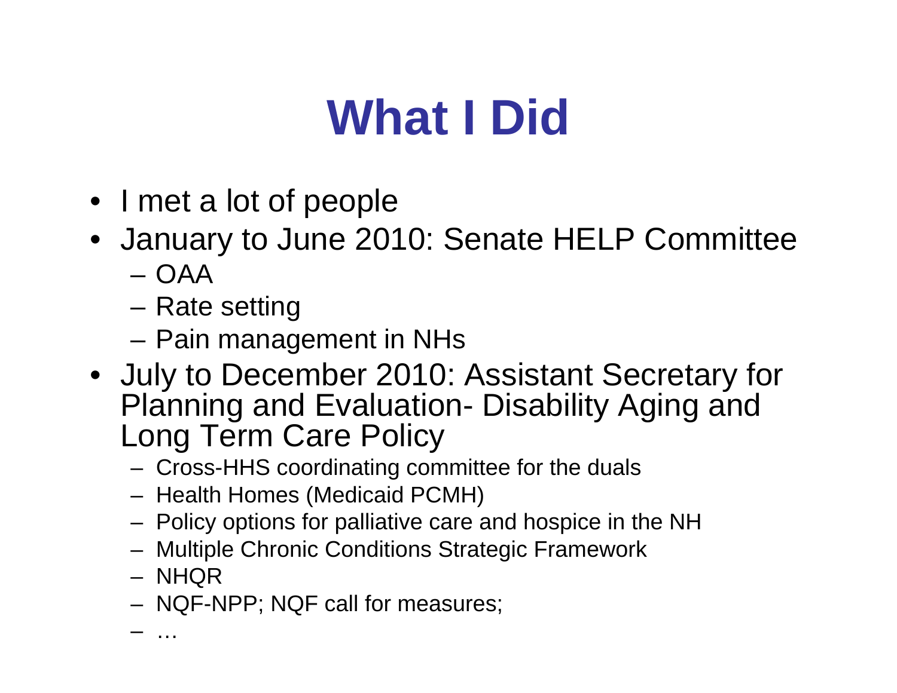# What I Did

- I met a lot of people
- January to June 2010: Senate HELP Committee
  - OAA
  - Rate setting
  - Pain management in NHs
- July to December 2010: Assistant Secretary for Planning and Evaluation- Disability Aging and Long Term Care Policy
  - Cross-HHS coordinating committee for the duals
  - Health Homes (Medicaid PCMH)
  - Policy options for palliative care and hospice in the NH
  - Multiple Chronic Conditions Strategic Framework
  - NHQR
  - NQF-NPP; NQF call for measures;
  - …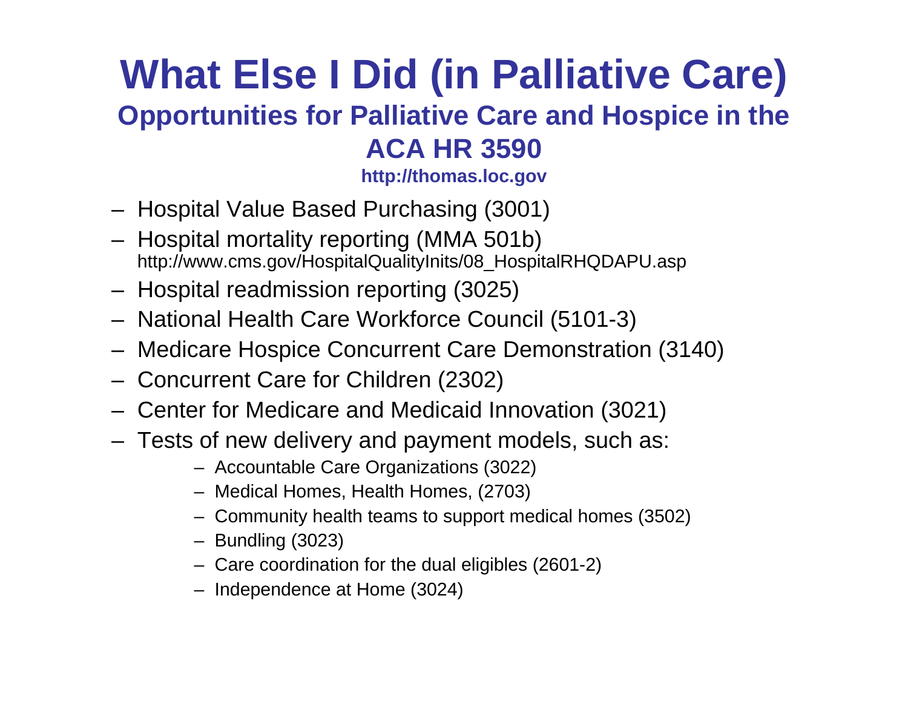# What Else I Did (in Palliative Care)

## Opportunities for Palliative Care and Hospice in the ACA HR 3590

**http://thomas.loc.gov**

- Hospital Value Based Purchasing (3001)
- Hospital mortality reporting (MMA 501b)
  http://www.cms.gov/HospitalQualityInits/08_HospitalRHQDAPU.asp
- Hospital readmission reporting (3025)
- National Health Care Workforce Council (5101-3)
- Medicare Hospice Concurrent Care Demonstration (3140)
- Concurrent Care for Children (2302)
- Center for Medicare and Medicaid Innovation (3021)
- Tests of new delivery and payment models, such as:
  - Accountable Care Organizations (3022)
  - Medical Homes, Health Homes, (2703)
  - Community health teams to support medical homes (3502)
  - Bundling (3023)
  - Care coordination for the dual eligibles (2601-2)
  - Independence at Home (3024)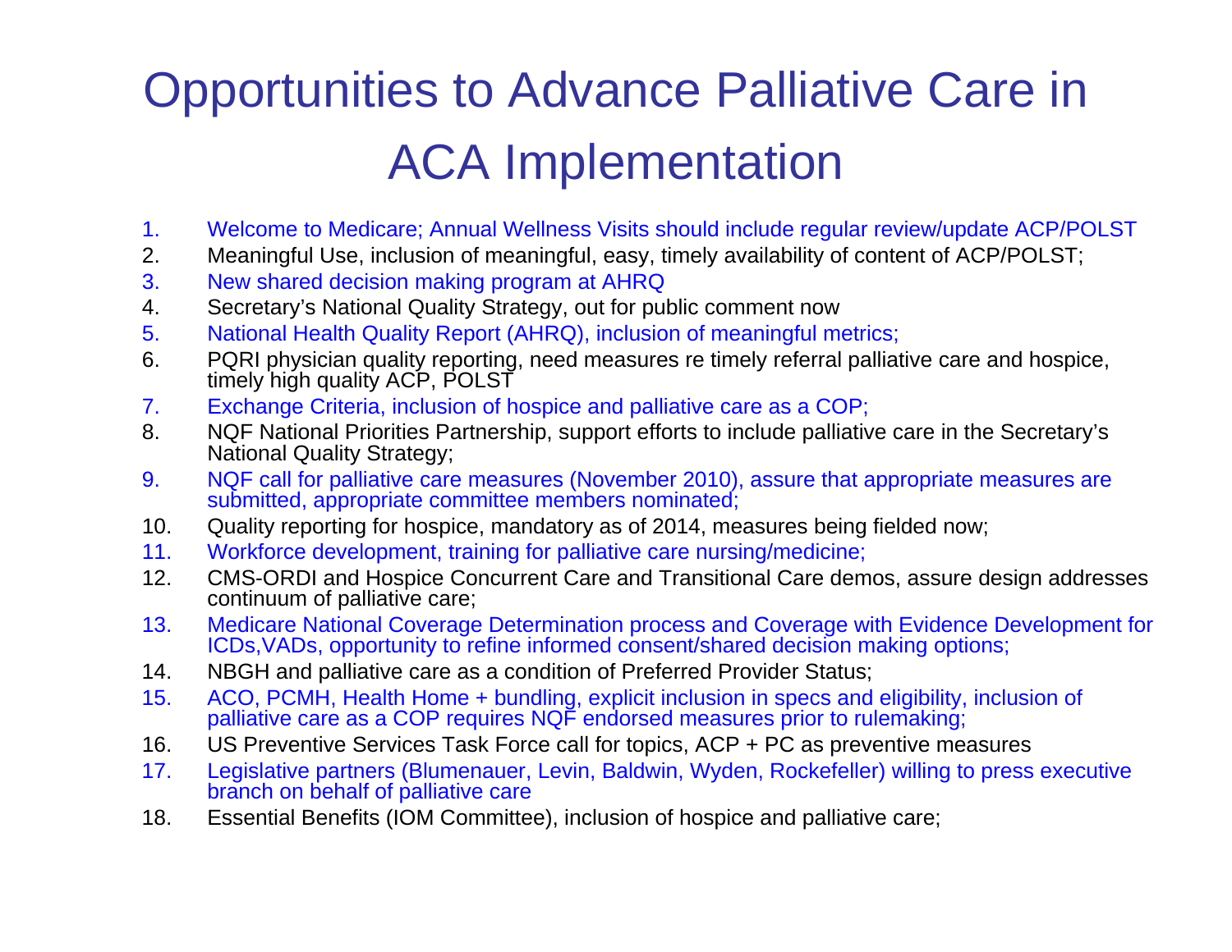# Opportunities to Advance Palliative Care in ACA Implementation

1. Welcome to Medicare; Annual Wellness Visits should include regular review/update ACP/POLST
2. Meaningful Use, inclusion of meaningful, easy, timely availability of content of ACP/POLST;
3. New shared decision making program at AHRQ
4. Secretary's National Quality Strategy, out for public comment now
5. National Health Quality Report (AHRQ), inclusion of meaningful metrics;
6. PQRI physician quality reporting, need measures re timely referral palliative care and hospice, timely high quality ACP, POLST
7. Exchange Criteria, inclusion of hospice and palliative care as a COP;
8. NQF National Priorities Partnership, support efforts to include palliative care in the Secretary's National Quality Strategy;
9. NQF call for palliative care measures (November 2010), assure that appropriate measures are submitted, appropriate committee members nominated;
10. Quality reporting for hospice, mandatory as of 2014, measures being fielded now;
11. Workforce development, training for palliative care nursing/medicine;
12. CMS-ORDI and Hospice Concurrent Care and Transitional Care demos, assure design addresses continuum of palliative care;
13. Medicare National Coverage Determination process and Coverage with Evidence Development for ICDs,VADs, opportunity to refine informed consent/shared decision making options;
14. NBGH and palliative care as a condition of Preferred Provider Status;
15. ACO, PCMH, Health Home + bundling, explicit inclusion in specs and eligibility, inclusion of palliative care as a COP requires NQF endorsed measures prior to rulemaking;
16. US Preventive Services Task Force call for topics, ACP + PC as preventive measures
17. Legislative partners (Blumenauer, Levin, Baldwin, Wyden, Rockefeller) willing to press executive branch on behalf of palliative care
18. Essential Benefits (IOM Committee), inclusion of hospice and palliative care;